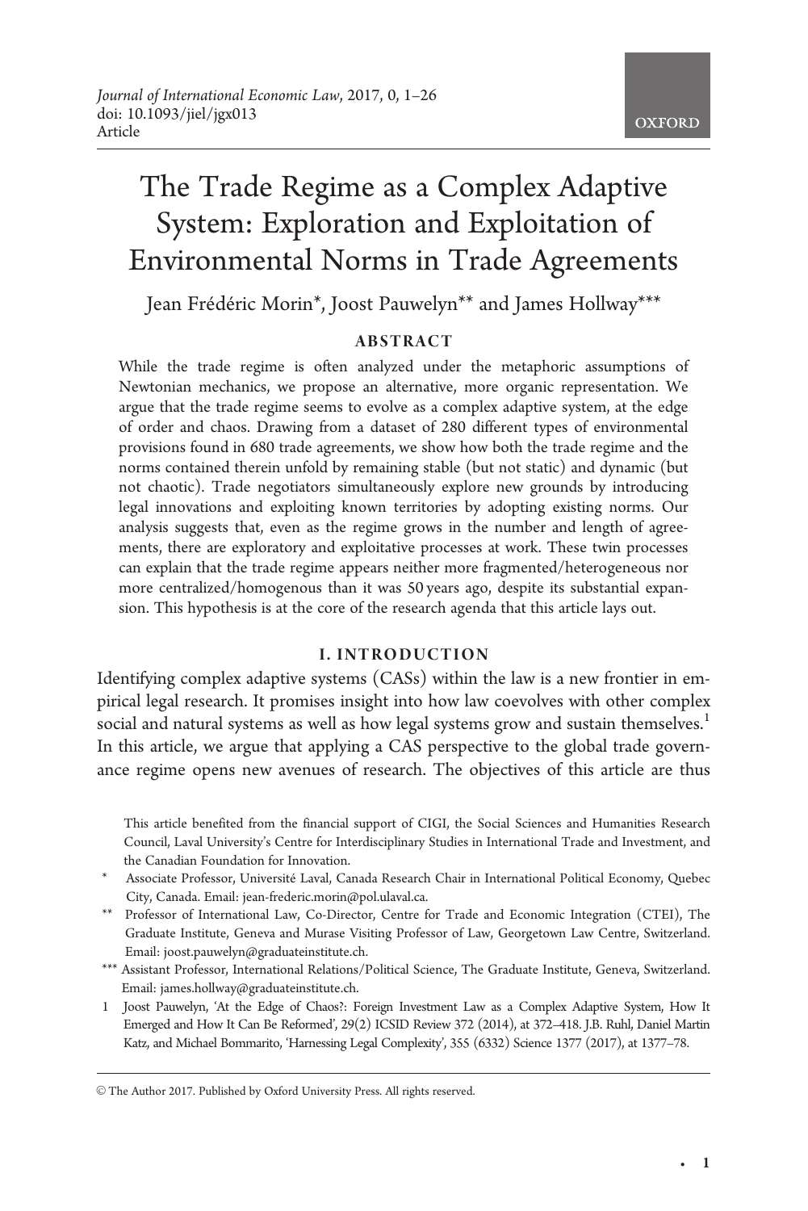*Journal of International Economic Law*, 2017, 0, 1–26
doi: 10.1093/jiel/jgx013
Article

# The Trade Regime as a Complex Adaptive System: Exploration and Exploitation of Environmental Norms in Trade Agreements

Jean Frédéric Morin*, Joost Pauwelyn** and James Hollway***

## ABSTRACT

While the trade regime is often analyzed under the metaphoric assumptions of Newtonian mechanics, we propose an alternative, more organic representation. We argue that the trade regime seems to evolve as a complex adaptive system, at the edge of order and chaos. Drawing from a dataset of 280 different types of environmental provisions found in 680 trade agreements, we show how both the trade regime and the norms contained therein unfold by remaining stable (but not static) and dynamic (but not chaotic). Trade negotiators simultaneously explore new grounds by introducing legal innovations and exploiting known territories by adopting existing norms. Our analysis suggests that, even as the regime grows in the number and length of agreements, there are exploratory and exploitative processes at work. These twin processes can explain that the trade regime appears neither more fragmented/heterogeneous nor more centralized/homogenous than it was 50 years ago, despite its substantial expansion. This hypothesis is at the core of the research agenda that this article lays out.

## I. INTRODUCTION

Identifying complex adaptive systems (CASs) within the law is a new frontier in empirical legal research. It promises insight into how law coevolves with other complex social and natural systems as well as how legal systems grow and sustain themselves.[1] In this article, we argue that applying a CAS perspective to the global trade governance regime opens new avenues of research. The objectives of this article are thus

This article benefited from the financial support of CIGI, the Social Sciences and Humanities Research Council, Laval University's Centre for Interdisciplinary Studies in International Trade and Investment, and the Canadian Foundation for Innovation.

\* Associate Professor, Université Laval, Canada Research Chair in International Political Economy, Quebec City, Canada. Email: jean-frederic.morin@pol.ulaval.ca.

\*\* Professor of International Law, Co-Director, Centre for Trade and Economic Integration (CTEI), The Graduate Institute, Geneva and Murase Visiting Professor of Law, Georgetown Law Centre, Switzerland. Email: joost.pauwelyn@graduateinstitute.ch.

\*\*\* Assistant Professor, International Relations/Political Science, The Graduate Institute, Geneva, Switzerland. Email: james.hollway@graduateinstitute.ch.

1 Joost Pauwelyn, 'At the Edge of Chaos?: Foreign Investment Law as a Complex Adaptive System, How It Emerged and How It Can Be Reformed', 29(2) ICSID Review 372 (2014), at 372–418. J.B. Ruhl, Daniel Martin Katz, and Michael Bommarito, 'Harnessing Legal Complexity', 355 (6332) Science 1377 (2017), at 1377–78.

© The Author 2017. Published by Oxford University Press. All rights reserved.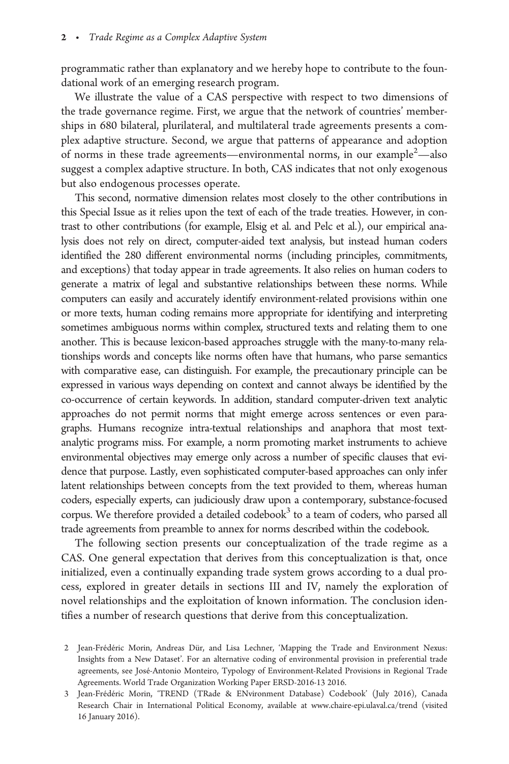programmatic rather than explanatory and we hereby hope to contribute to the foundational work of an emerging research program.

We illustrate the value of a CAS perspective with respect to two dimensions of the trade governance regime. First, we argue that the network of countries' memberships in 680 bilateral, plurilateral, and multilateral trade agreements presents a complex adaptive structure. Second, we argue that patterns of appearance and adoption of norms in these trade agreements—environmental norms, in our example[2]—also suggest a complex adaptive structure. In both, CAS indicates that not only exogenous but also endogenous processes operate.

This second, normative dimension relates most closely to the other contributions in this Special Issue as it relies upon the text of each of the trade treaties. However, in contrast to other contributions (for example, Elsig et al. and Pelc et al.), our empirical analysis does not rely on direct, computer-aided text analysis, but instead human coders identified the 280 different environmental norms (including principles, commitments, and exceptions) that today appear in trade agreements. It also relies on human coders to generate a matrix of legal and substantive relationships between these norms. While computers can easily and accurately identify environment-related provisions within one or more texts, human coding remains more appropriate for identifying and interpreting sometimes ambiguous norms within complex, structured texts and relating them to one another. This is because lexicon-based approaches struggle with the many-to-many relationships words and concepts like norms often have that humans, who parse semantics with comparative ease, can distinguish. For example, the precautionary principle can be expressed in various ways depending on context and cannot always be identified by the co-occurrence of certain keywords. In addition, standard computer-driven text analytic approaches do not permit norms that might emerge across sentences or even paragraphs. Humans recognize intra-textual relationships and anaphora that most text-analytic programs miss. For example, a norm promoting market instruments to achieve environmental objectives may emerge only across a number of specific clauses that evidence that purpose. Lastly, even sophisticated computer-based approaches can only infer latent relationships between concepts from the text provided to them, whereas human coders, especially experts, can judiciously draw upon a contemporary, substance-focused corpus. We therefore provided a detailed codebook[3] to a team of coders, who parsed all trade agreements from preamble to annex for norms described within the codebook.

The following section presents our conceptualization of the trade regime as a CAS. One general expectation that derives from this conceptualization is that, once initialized, even a continually expanding trade system grows according to a dual process, explored in greater details in sections III and IV, namely the exploration of novel relationships and the exploitation of known information. The conclusion identifies a number of research questions that derive from this conceptualization.

2 Jean-Frédéric Morin, Andreas Dür, and Lisa Lechner, 'Mapping the Trade and Environment Nexus: Insights from a New Dataset'. For an alternative coding of environmental provision in preferential trade agreements, see José-Antonio Monteiro, Typology of Environment-Related Provisions in Regional Trade Agreements. World Trade Organization Working Paper ERSD-2016-13 2016.

3 Jean-Frédéric Morin, 'TREND (TRade & ENvironment Database) Codebook' (July 2016), Canada Research Chair in International Political Economy, available at www.chaire-epi.ulaval.ca/trend (visited 16 January 2016).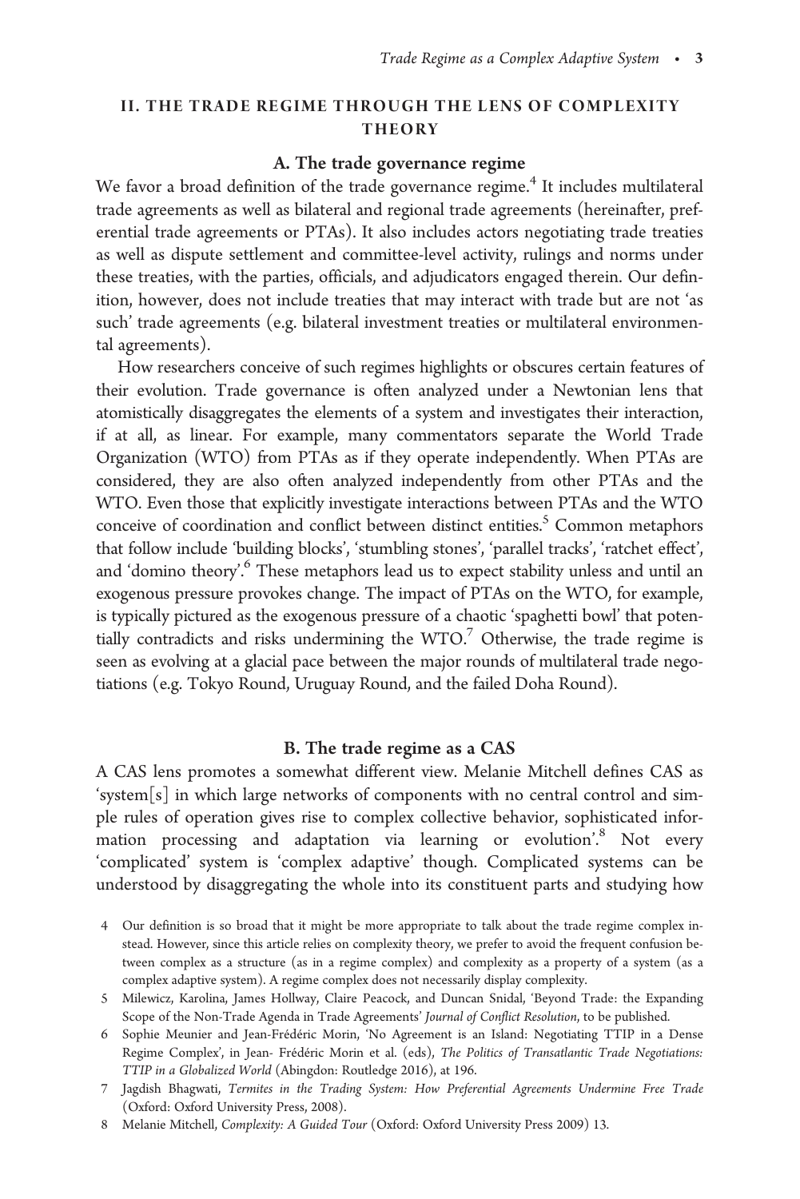## II. THE TRADE REGIME THROUGH THE LENS OF COMPLEXITY THEORY

### A. The trade governance regime

We favor a broad definition of the trade governance regime.[4] It includes multilateral trade agreements as well as bilateral and regional trade agreements (hereinafter, preferential trade agreements or PTAs). It also includes actors negotiating trade treaties as well as dispute settlement and committee-level activity, rulings and norms under these treaties, with the parties, officials, and adjudicators engaged therein. Our definition, however, does not include treaties that may interact with trade but are not 'as such' trade agreements (e.g. bilateral investment treaties or multilateral environmental agreements).

How researchers conceive of such regimes highlights or obscures certain features of their evolution. Trade governance is often analyzed under a Newtonian lens that atomistically disaggregates the elements of a system and investigates their interaction, if at all, as linear. For example, many commentators separate the World Trade Organization (WTO) from PTAs as if they operate independently. When PTAs are considered, they are also often analyzed independently from other PTAs and the WTO. Even those that explicitly investigate interactions between PTAs and the WTO conceive of coordination and conflict between distinct entities.[5] Common metaphors that follow include 'building blocks', 'stumbling stones', 'parallel tracks', 'ratchet effect', and 'domino theory'.[6] These metaphors lead us to expect stability unless and until an exogenous pressure provokes change. The impact of PTAs on the WTO, for example, is typically pictured as the exogenous pressure of a chaotic 'spaghetti bowl' that potentially contradicts and risks undermining the WTO.[7] Otherwise, the trade regime is seen as evolving at a glacial pace between the major rounds of multilateral trade negotiations (e.g. Tokyo Round, Uruguay Round, and the failed Doha Round).

### B. The trade regime as a CAS

A CAS lens promotes a somewhat different view. Melanie Mitchell defines CAS as 'system[s] in which large networks of components with no central control and simple rules of operation gives rise to complex collective behavior, sophisticated information processing and adaptation via learning or evolution'.[8] Not every 'complicated' system is 'complex adaptive' though. Complicated systems can be understood by disaggregating the whole into its constituent parts and studying how

4 Our definition is so broad that it might be more appropriate to talk about the trade regime complex instead. However, since this article relies on complexity theory, we prefer to avoid the frequent confusion between complex as a structure (as in a regime complex) and complexity as a property of a system (as a complex adaptive system). A regime complex does not necessarily display complexity.

5 Milewicz, Karolina, James Hollway, Claire Peacock, and Duncan Snidal, 'Beyond Trade: the Expanding Scope of the Non-Trade Agenda in Trade Agreements' *Journal of Conflict Resolution*, to be published.

6 Sophie Meunier and Jean-Frédéric Morin, 'No Agreement is an Island: Negotiating TTIP in a Dense Regime Complex', in Jean- Frédéric Morin et al. (eds), *The Politics of Transatlantic Trade Negotiations: TTIP in a Globalized World* (Abingdon: Routledge 2016), at 196.

7 Jagdish Bhagwati, *Termites in the Trading System: How Preferential Agreements Undermine Free Trade* (Oxford: Oxford University Press, 2008).

8 Melanie Mitchell, *Complexity: A Guided Tour* (Oxford: Oxford University Press 2009) 13.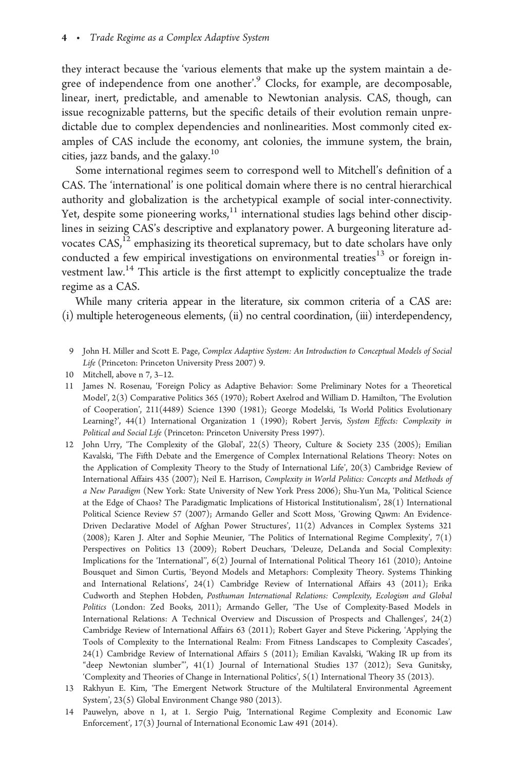they interact because the 'various elements that make up the system maintain a degree of independence from one another'.[9] Clocks, for example, are decomposable, linear, inert, predictable, and amenable to Newtonian analysis. CAS, though, can issue recognizable patterns, but the specific details of their evolution remain unpredictable due to complex dependencies and nonlinearities. Most commonly cited examples of CAS include the economy, ant colonies, the immune system, the brain, cities, jazz bands, and the galaxy.[10]

Some international regimes seem to correspond well to Mitchell's definition of a CAS. The 'international' is one political domain where there is no central hierarchical authority and globalization is the archetypical example of social inter-connectivity. Yet, despite some pioneering works,[11] international studies lags behind other disciplines in seizing CAS's descriptive and explanatory power. A burgeoning literature advocates CAS,[12] emphasizing its theoretical supremacy, but to date scholars have only conducted a few empirical investigations on environmental treaties[13] or foreign investment law.[14] This article is the first attempt to explicitly conceptualize the trade regime as a CAS.

While many criteria appear in the literature, six common criteria of a CAS are: (i) multiple heterogeneous elements, (ii) no central coordination, (iii) interdependency,

9 John H. Miller and Scott E. Page, *Complex Adaptive System: An Introduction to Conceptual Models of Social Life* (Princeton: Princeton University Press 2007) 9.

10 Mitchell, above n 7, 3–12.

11 James N. Rosenau, 'Foreign Policy as Adaptive Behavior: Some Preliminary Notes for a Theoretical Model', 2(3) Comparative Politics 365 (1970); Robert Axelrod and William D. Hamilton, 'The Evolution of Cooperation', 211(4489) Science 1390 (1981); George Modelski, 'Is World Politics Evolutionary Learning?', 44(1) International Organization 1 (1990); Robert Jervis, *System Effects: Complexity in Political and Social Life* (Princeton: Princeton University Press 1997).

12 John Urry, 'The Complexity of the Global', 22(5) Theory, Culture & Society 235 (2005); Emilian Kavalski, 'The Fifth Debate and the Emergence of Complex International Relations Theory: Notes on the Application of Complexity Theory to the Study of International Life', 20(3) Cambridge Review of International Affairs 435 (2007); Neil E. Harrison, *Complexity in World Politics: Concepts and Methods of a New Paradigm* (New York: State University of New York Press 2006); Shu-Yun Ma, 'Political Science at the Edge of Chaos? The Paradigmatic Implications of Historical Institutionalism', 28(1) International Political Science Review 57 (2007); Armando Geller and Scott Moss, 'Growing Qawm: An Evidence-Driven Declarative Model of Afghan Power Structures', 11(2) Advances in Complex Systems 321 (2008); Karen J. Alter and Sophie Meunier, 'The Politics of International Regime Complexity', 7(1) Perspectives on Politics 13 (2009); Robert Deuchars, 'Deleuze, DeLanda and Social Complexity: Implications for the 'International'', 6(2) Journal of International Political Theory 161 (2010); Antoine Bousquet and Simon Curtis, 'Beyond Models and Metaphors: Complexity Theory. Systems Thinking and International Relations', 24(1) Cambridge Review of International Affairs 43 (2011); Erika Cudworth and Stephen Hobden, *Posthuman International Relations: Complexity, Ecologism and Global Politics* (London: Zed Books, 2011); Armando Geller, 'The Use of Complexity-Based Models in International Relations: A Technical Overview and Discussion of Prospects and Challenges', 24(2) Cambridge Review of International Affairs 63 (2011); Robert Gayer and Steve Pickering, 'Applying the Tools of Complexity to the International Realm: From Fitness Landscapes to Complexity Cascades', 24(1) Cambridge Review of International Affairs 5 (2011); Emilian Kavalski, 'Waking IR up from its "deep Newtonian slumber"', 41(1) Journal of International Studies 137 (2012); Seva Gunitsky, 'Complexity and Theories of Change in International Politics', 5(1) International Theory 35 (2013).

13 Rakhyun E. Kim, 'The Emergent Network Structure of the Multilateral Environmental Agreement System', 23(5) Global Environment Change 980 (2013).

14 Pauwelyn, above n 1, at 1. Sergio Puig, 'International Regime Complexity and Economic Law Enforcement', 17(3) Journal of International Economic Law 491 (2014).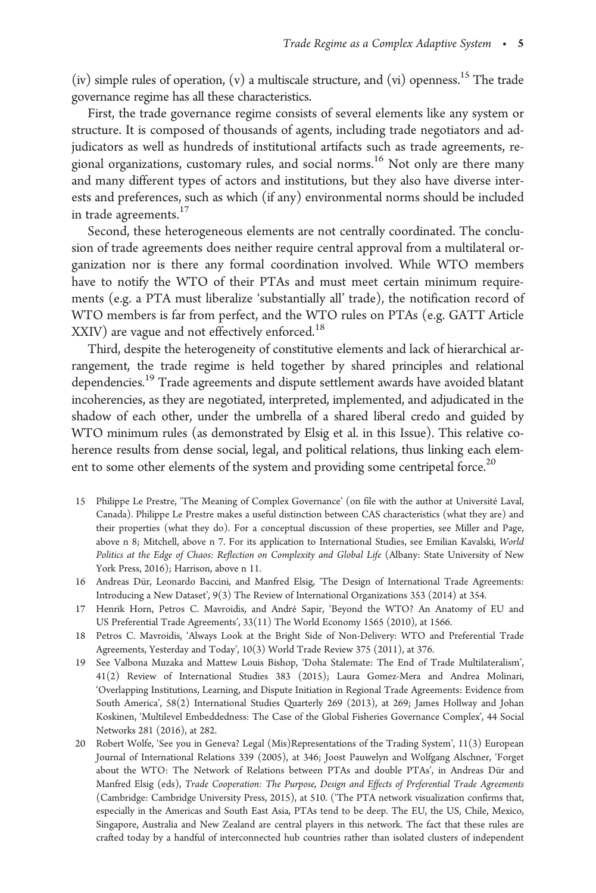(iv) simple rules of operation, (v) a multiscale structure, and (vi) openness.[15] The trade governance regime has all these characteristics.

First, the trade governance regime consists of several elements like any system or structure. It is composed of thousands of agents, including trade negotiators and adjudicators as well as hundreds of institutional artifacts such as trade agreements, regional organizations, customary rules, and social norms.[16] Not only are there many and many different types of actors and institutions, but they also have diverse interests and preferences, such as which (if any) environmental norms should be included in trade agreements.[17]

Second, these heterogeneous elements are not centrally coordinated. The conclusion of trade agreements does neither require central approval from a multilateral organization nor is there any formal coordination involved. While WTO members have to notify the WTO of their PTAs and must meet certain minimum requirements (e.g. a PTA must liberalize 'substantially all' trade), the notification record of WTO members is far from perfect, and the WTO rules on PTAs (e.g. GATT Article XXIV) are vague and not effectively enforced.[18]

Third, despite the heterogeneity of constitutive elements and lack of hierarchical arrangement, the trade regime is held together by shared principles and relational dependencies.[19] Trade agreements and dispute settlement awards have avoided blatant incoherencies, as they are negotiated, interpreted, implemented, and adjudicated in the shadow of each other, under the umbrella of a shared liberal credo and guided by WTO minimum rules (as demonstrated by Elsig et al. in this Issue). This relative coherence results from dense social, legal, and political relations, thus linking each element to some other elements of the system and providing some centripetal force.[20]

15 Philippe Le Prestre, 'The Meaning of Complex Governance' (on file with the author at Université Laval, Canada). Philippe Le Prestre makes a useful distinction between CAS characteristics (what they are) and their properties (what they do). For a conceptual discussion of these properties, see Miller and Page, above n 8; Mitchell, above n 7. For its application to International Studies, see Emilian Kavalski, *World Politics at the Edge of Chaos: Reflection on Complexity and Global Life* (Albany: State University of New York Press, 2016); Harrison, above n 11.

16 Andreas Dür, Leonardo Baccini, and Manfred Elsig, 'The Design of International Trade Agreements: Introducing a New Dataset', 9(3) The Review of International Organizations 353 (2014) at 354.

17 Henrik Horn, Petros C. Mavroidis, and André Sapir, 'Beyond the WTO? An Anatomy of EU and US Preferential Trade Agreements', 33(11) The World Economy 1565 (2010), at 1566.

18 Petros C. Mavroidis, 'Always Look at the Bright Side of Non-Delivery: WTO and Preferential Trade Agreements, Yesterday and Today', 10(3) World Trade Review 375 (2011), at 376.

19 See Valbona Muzaka and Mattew Louis Bishop, 'Doha Stalemate: The End of Trade Multilateralism', 41(2) Review of International Studies 383 (2015); Laura Gomez-Mera and Andrea Molinari, 'Overlapping Institutions, Learning, and Dispute Initiation in Regional Trade Agreements: Evidence from South America', 58(2) International Studies Quarterly 269 (2013), at 269; James Hollway and Johan Koskinen, 'Multilevel Embeddedness: The Case of the Global Fisheries Governance Complex', 44 Social Networks 281 (2016), at 282.

20 Robert Wolfe, 'See you in Geneva? Legal (Mis)Representations of the Trading System', 11(3) European Journal of International Relations 339 (2005), at 346; Joost Pauwelyn and Wolfgang Alschner, 'Forget about the WTO: The Network of Relations between PTAs and double PTAs', in Andreas Dür and Manfred Elsig (eds), *Trade Cooperation: The Purpose, Design and Effects of Preferential Trade Agreements* (Cambridge: Cambridge University Press, 2015), at 510. ('The PTA network visualization confirms that, especially in the Americas and South East Asia, PTAs tend to be deep. The EU, the US, Chile, Mexico, Singapore, Australia and New Zealand are central players in this network. The fact that these rules are crafted today by a handful of interconnected hub countries rather than isolated clusters of independent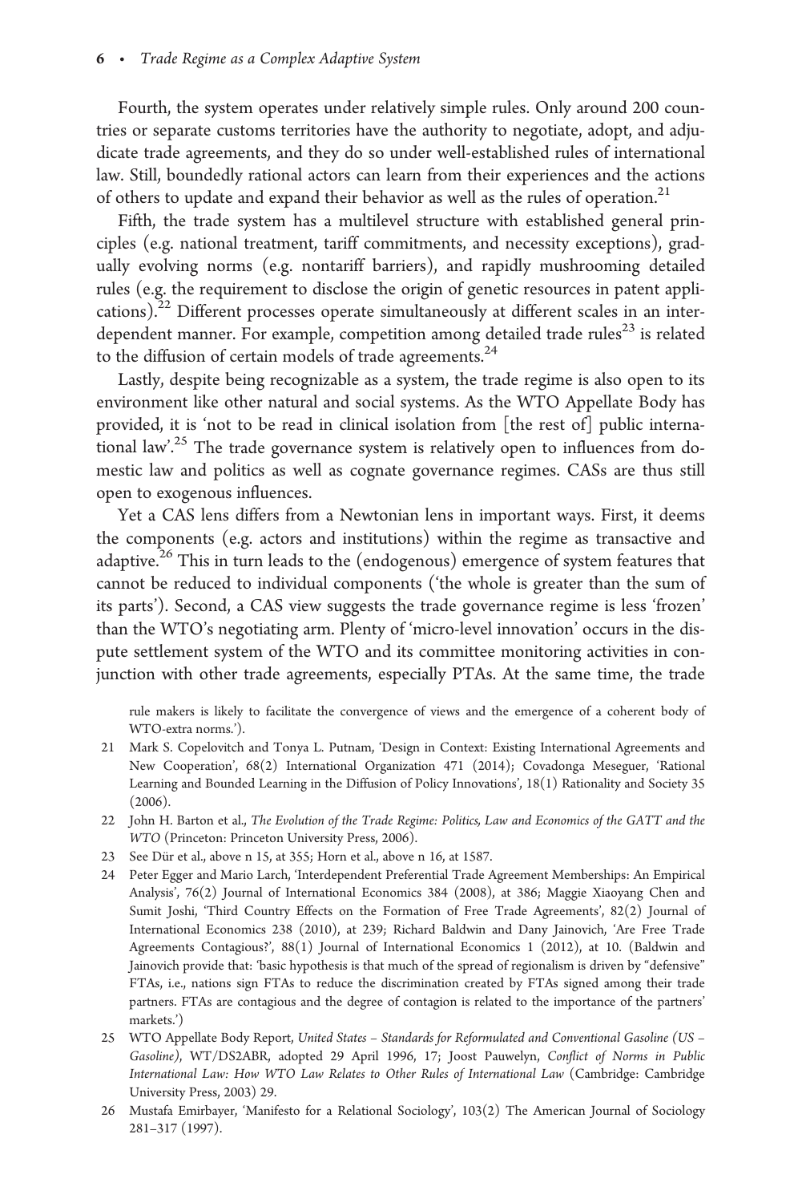Fourth, the system operates under relatively simple rules. Only around 200 countries or separate customs territories have the authority to negotiate, adopt, and adjudicate trade agreements, and they do so under well-established rules of international law. Still, boundedly rational actors can learn from their experiences and the actions of others to update and expand their behavior as well as the rules of operation.[21]

Fifth, the trade system has a multilevel structure with established general principles (e.g. national treatment, tariff commitments, and necessity exceptions), gradually evolving norms (e.g. nontariff barriers), and rapidly mushrooming detailed rules (e.g. the requirement to disclose the origin of genetic resources in patent applications).[22] Different processes operate simultaneously at different scales in an interdependent manner. For example, competition among detailed trade rules[23] is related to the diffusion of certain models of trade agreements.[24]

Lastly, despite being recognizable as a system, the trade regime is also open to its environment like other natural and social systems. As the WTO Appellate Body has provided, it is 'not to be read in clinical isolation from [the rest of] public international law'.[25] The trade governance system is relatively open to influences from domestic law and politics as well as cognate governance regimes. CASs are thus still open to exogenous influences.

Yet a CAS lens differs from a Newtonian lens in important ways. First, it deems the components (e.g. actors and institutions) within the regime as transactive and adaptive.[26] This in turn leads to the (endogenous) emergence of system features that cannot be reduced to individual components ('the whole is greater than the sum of its parts'). Second, a CAS view suggests the trade governance regime is less 'frozen' than the WTO's negotiating arm. Plenty of 'micro-level innovation' occurs in the dispute settlement system of the WTO and its committee monitoring activities in conjunction with other trade agreements, especially PTAs. At the same time, the trade

rule makers is likely to facilitate the convergence of views and the emergence of a coherent body of WTO-extra norms.').

21 Mark S. Copelovitch and Tonya L. Putnam, 'Design in Context: Existing International Agreements and New Cooperation', 68(2) International Organization 471 (2014); Covadonga Meseguer, 'Rational Learning and Bounded Learning in the Diffusion of Policy Innovations', 18(1) Rationality and Society 35 (2006).

22 John H. Barton et al., *The Evolution of the Trade Regime: Politics, Law and Economics of the GATT and the WTO* (Princeton: Princeton University Press, 2006).

23 See Dür et al., above n 15, at 355; Horn et al., above n 16, at 1587.

24 Peter Egger and Mario Larch, 'Interdependent Preferential Trade Agreement Memberships: An Empirical Analysis', 76(2) Journal of International Economics 384 (2008), at 386; Maggie Xiaoyang Chen and Sumit Joshi, 'Third Country Effects on the Formation of Free Trade Agreements', 82(2) Journal of International Economics 238 (2010), at 239; Richard Baldwin and Dany Jainovich, 'Are Free Trade Agreements Contagious?', 88(1) Journal of International Economics 1 (2012), at 10. (Baldwin and Jainovich provide that: 'basic hypothesis is that much of the spread of regionalism is driven by "defensive" FTAs, i.e., nations sign FTAs to reduce the discrimination created by FTAs signed among their trade partners. FTAs are contagious and the degree of contagion is related to the importance of the partners' markets.')

25 WTO Appellate Body Report, *United States – Standards for Reformulated and Conventional Gasoline (US – Gasoline)*, WT/DS2ABR, adopted 29 April 1996, 17; Joost Pauwelyn, *Conflict of Norms in Public International Law: How WTO Law Relates to Other Rules of International Law* (Cambridge: Cambridge University Press, 2003) 29.

26 Mustafa Emirbayer, 'Manifesto for a Relational Sociology', 103(2) The American Journal of Sociology 281–317 (1997).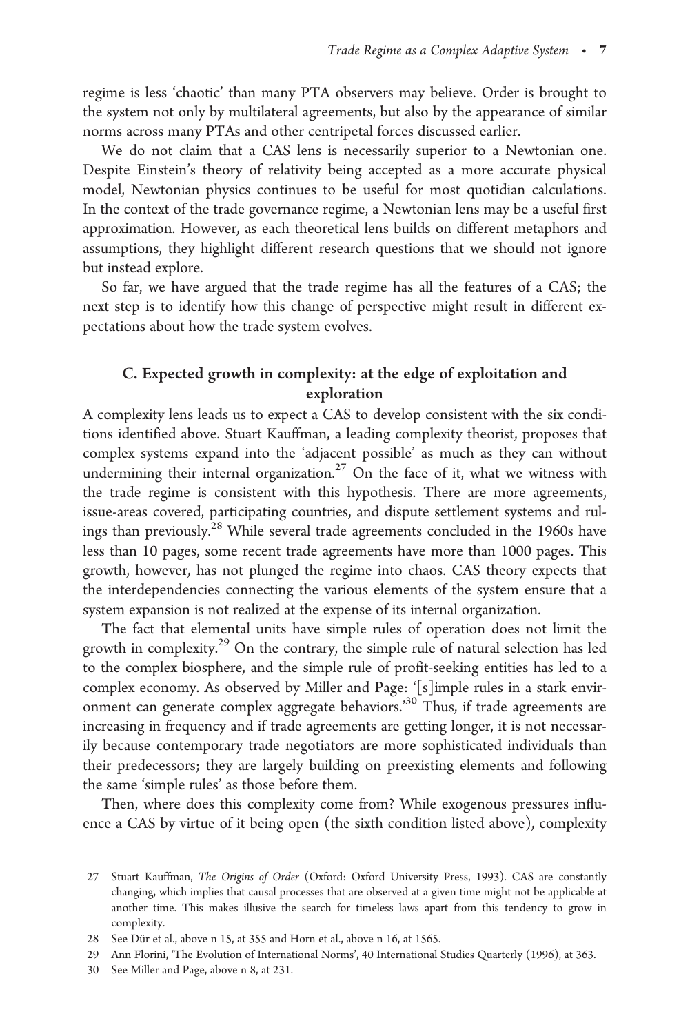regime is less 'chaotic' than many PTA observers may believe. Order is brought to the system not only by multilateral agreements, but also by the appearance of similar norms across many PTAs and other centripetal forces discussed earlier.

We do not claim that a CAS lens is necessarily superior to a Newtonian one. Despite Einstein's theory of relativity being accepted as a more accurate physical model, Newtonian physics continues to be useful for most quotidian calculations. In the context of the trade governance regime, a Newtonian lens may be a useful first approximation. However, as each theoretical lens builds on different metaphors and assumptions, they highlight different research questions that we should not ignore but instead explore.

So far, we have argued that the trade regime has all the features of a CAS; the next step is to identify how this change of perspective might result in different expectations about how the trade system evolves.

### C. Expected growth in complexity: at the edge of exploitation and exploration

A complexity lens leads us to expect a CAS to develop consistent with the six conditions identified above. Stuart Kauffman, a leading complexity theorist, proposes that complex systems expand into the 'adjacent possible' as much as they can without undermining their internal organization.[27] On the face of it, what we witness with the trade regime is consistent with this hypothesis. There are more agreements, issue-areas covered, participating countries, and dispute settlement systems and rulings than previously.[28] While several trade agreements concluded in the 1960s have less than 10 pages, some recent trade agreements have more than 1000 pages. This growth, however, has not plunged the regime into chaos. CAS theory expects that the interdependencies connecting the various elements of the system ensure that a system expansion is not realized at the expense of its internal organization.

The fact that elemental units have simple rules of operation does not limit the growth in complexity.[29] On the contrary, the simple rule of natural selection has led to the complex biosphere, and the simple rule of profit-seeking entities has led to a complex economy. As observed by Miller and Page: '[s]imple rules in a stark environment can generate complex aggregate behaviors.'[30] Thus, if trade agreements are increasing in frequency and if trade agreements are getting longer, it is not necessarily because contemporary trade negotiators are more sophisticated individuals than their predecessors; they are largely building on preexisting elements and following the same 'simple rules' as those before them.

Then, where does this complexity come from? While exogenous pressures influence a CAS by virtue of it being open (the sixth condition listed above), complexity

---

27 Stuart Kauffman, *The Origins of Order* (Oxford: Oxford University Press, 1993). CAS are constantly changing, which implies that causal processes that are observed at a given time might not be applicable at another time. This makes illusive the search for timeless laws apart from this tendency to grow in complexity.

28 See Dür et al., above n 15, at 355 and Horn et al., above n 16, at 1565.

29 Ann Florini, 'The Evolution of International Norms', 40 International Studies Quarterly (1996), at 363.

30 See Miller and Page, above n 8, at 231.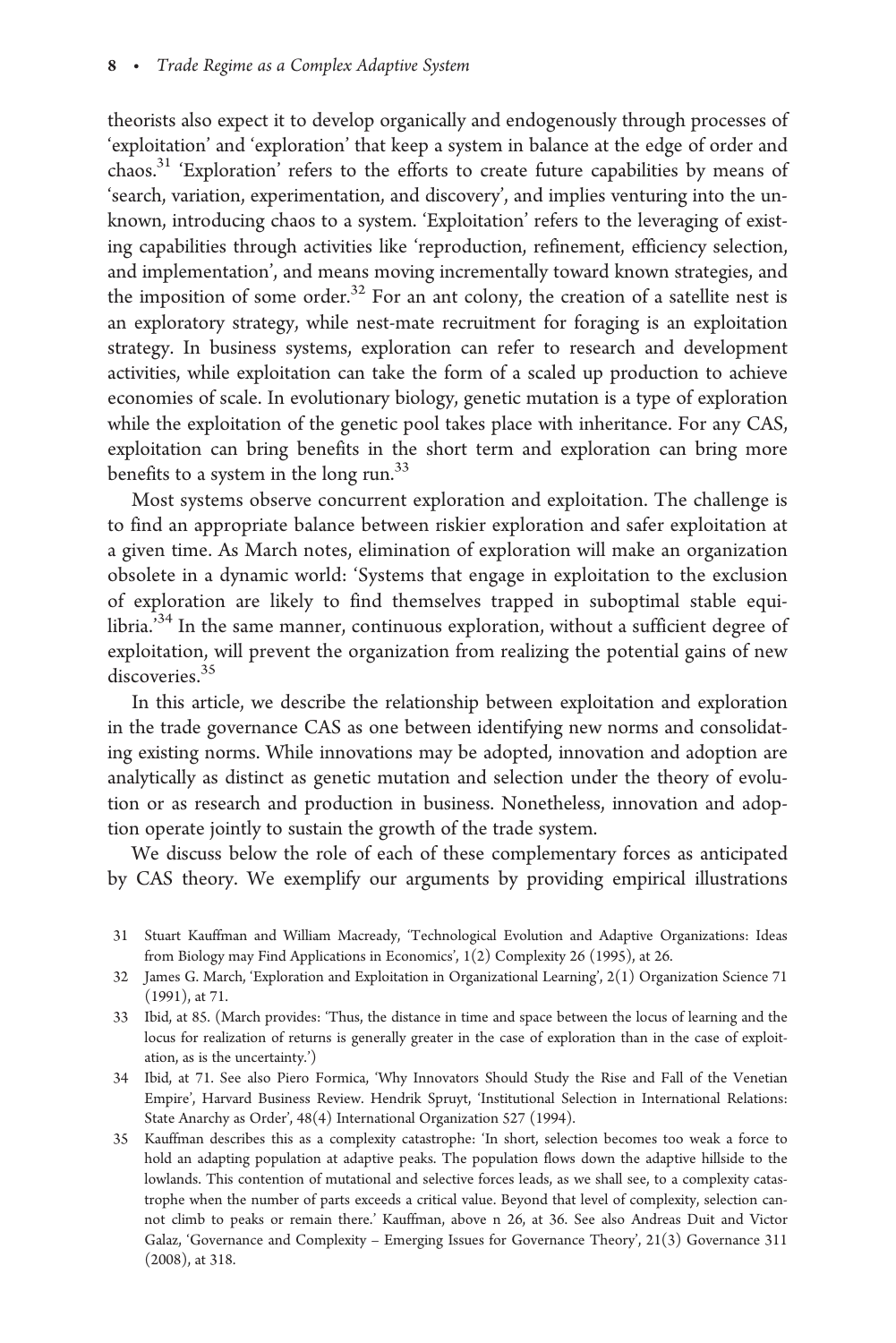theorists also expect it to develop organically and endogenously through processes of 'exploitation' and 'exploration' that keep a system in balance at the edge of order and chaos.[31] 'Exploration' refers to the efforts to create future capabilities by means of 'search, variation, experimentation, and discovery', and implies venturing into the unknown, introducing chaos to a system. 'Exploitation' refers to the leveraging of existing capabilities through activities like 'reproduction, refinement, efficiency selection, and implementation', and means moving incrementally toward known strategies, and the imposition of some order.[32] For an ant colony, the creation of a satellite nest is an exploratory strategy, while nest-mate recruitment for foraging is an exploitation strategy. In business systems, exploration can refer to research and development activities, while exploitation can take the form of a scaled up production to achieve economies of scale. In evolutionary biology, genetic mutation is a type of exploration while the exploitation of the genetic pool takes place with inheritance. For any CAS, exploitation can bring benefits in the short term and exploration can bring more benefits to a system in the long run.[33]

Most systems observe concurrent exploration and exploitation. The challenge is to find an appropriate balance between riskier exploration and safer exploitation at a given time. As March notes, elimination of exploration will make an organization obsolete in a dynamic world: 'Systems that engage in exploitation to the exclusion of exploration are likely to find themselves trapped in suboptimal stable equilibria.'[34] In the same manner, continuous exploration, without a sufficient degree of exploitation, will prevent the organization from realizing the potential gains of new discoveries.[35]

In this article, we describe the relationship between exploitation and exploration in the trade governance CAS as one between identifying new norms and consolidating existing norms. While innovations may be adopted, innovation and adoption are analytically as distinct as genetic mutation and selection under the theory of evolution or as research and production in business. Nonetheless, innovation and adoption operate jointly to sustain the growth of the trade system.

We discuss below the role of each of these complementary forces as anticipated by CAS theory. We exemplify our arguments by providing empirical illustrations

31 Stuart Kauffman and William Macready, 'Technological Evolution and Adaptive Organizations: Ideas from Biology may Find Applications in Economics', 1(2) Complexity 26 (1995), at 26.

32 James G. March, 'Exploration and Exploitation in Organizational Learning', 2(1) Organization Science 71 (1991), at 71.

33 Ibid, at 85. (March provides: 'Thus, the distance in time and space between the locus of learning and the locus for realization of returns is generally greater in the case of exploration than in the case of exploitation, as is the uncertainty.')

34 Ibid, at 71. See also Piero Formica, 'Why Innovators Should Study the Rise and Fall of the Venetian Empire', Harvard Business Review. Hendrik Spruyt, 'Institutional Selection in International Relations: State Anarchy as Order', 48(4) International Organization 527 (1994).

35 Kauffman describes this as a complexity catastrophe: 'In short, selection becomes too weak a force to hold an adapting population at adaptive peaks. The population flows down the adaptive hillside to the lowlands. This contention of mutational and selective forces leads, as we shall see, to a complexity catastrophe when the number of parts exceeds a critical value. Beyond that level of complexity, selection cannot climb to peaks or remain there.' Kauffman, above n 26, at 36. See also Andreas Duit and Victor Galaz, 'Governance and Complexity – Emerging Issues for Governance Theory', 21(3) Governance 311 (2008), at 318.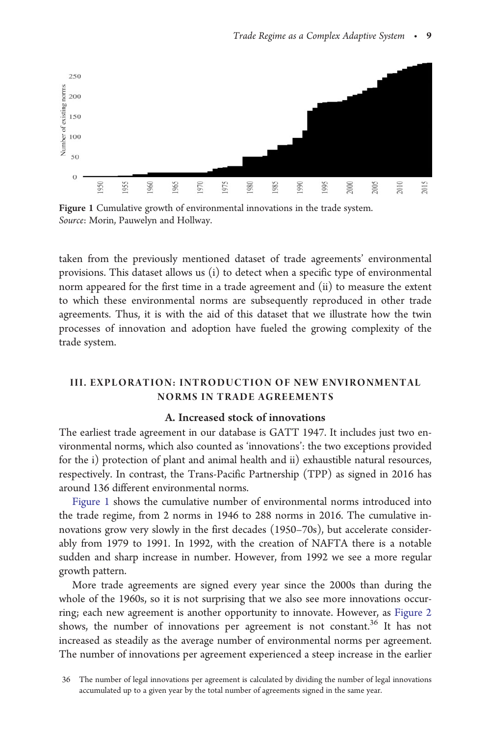250
200
150
100
50
0

Number of existing norms

1950
1955
1960
1965
1970
1975
1980
1985
1990
1995
2000
2005
2010
2015

**Figure 1** Cumulative growth of environmental innovations in the trade system.
*Source*: Morin, Pauwelyn and Hollway.

taken from the previously mentioned dataset of trade agreements' environmental provisions. This dataset allows us (i) to detect when a specific type of environmental norm appeared for the first time in a trade agreement and (ii) to measure the extent to which these environmental norms are subsequently reproduced in other trade agreements. Thus, it is with the aid of this dataset that we illustrate how the twin processes of innovation and adoption have fueled the growing complexity of the trade system.

## III. EXPLORATION: INTRODUCTION OF NEW ENVIRONMENTAL NORMS IN TRADE AGREEMENTS

### A. Increased stock of innovations

The earliest trade agreement in our database is GATT 1947. It includes just two environmental norms, which also counted as 'innovations': the two exceptions provided for the i) protection of plant and animal health and ii) exhaustible natural resources, respectively. In contrast, the Trans-Pacific Partnership (TPP) as signed in 2016 has around 136 different environmental norms.

Figure 1 shows the cumulative number of environmental norms introduced into the trade regime, from 2 norms in 1946 to 288 norms in 2016. The cumulative innovations grow very slowly in the first decades (1950–70s), but accelerate considerably from 1979 to 1991. In 1992, with the creation of NAFTA there is a notable sudden and sharp increase in number. However, from 1992 we see a more regular growth pattern.

More trade agreements are signed every year since the 2000s than during the whole of the 1960s, so it is not surprising that we also see more innovations occurring; each new agreement is another opportunity to innovate. However, as Figure 2 shows, the number of innovations per agreement is not constant.[36] It has not increased as steadily as the average number of environmental norms per agreement. The number of innovations per agreement experienced a steep increase in the earlier

36 The number of legal innovations per agreement is calculated by dividing the number of legal innovations accumulated up to a given year by the total number of agreements signed in the same year.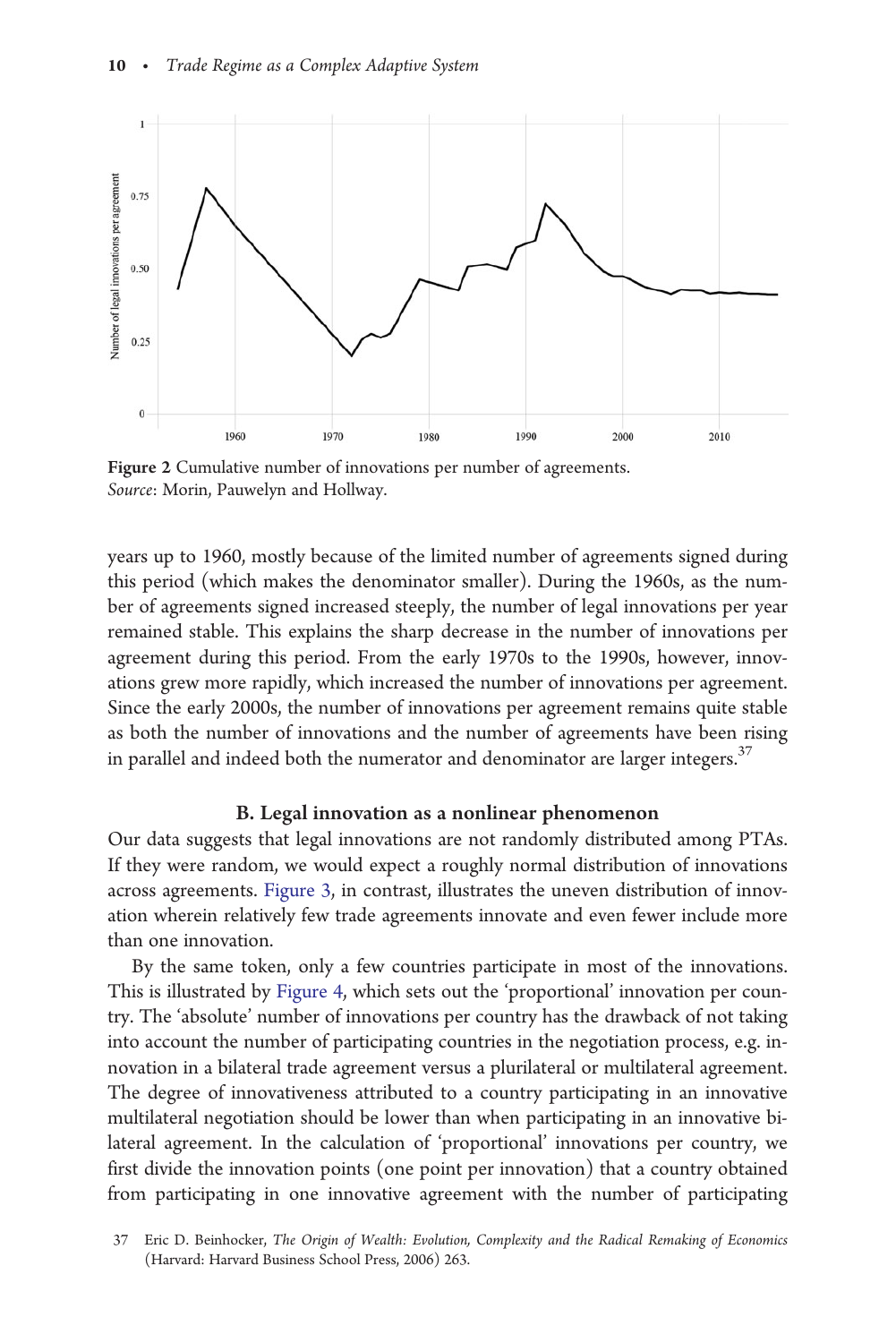Number of legal innovations per agreement

1

0.75

0.50

0.25

0

1960

1970

1980

1990

2000

2010

**Figure 2** Cumulative number of innovations per number of agreements.
*Source*: Morin, Pauwelyn and Hollway.

years up to 1960, mostly because of the limited number of agreements signed during this period (which makes the denominator smaller). During the 1960s, as the number of agreements signed increased steeply, the number of legal innovations per year remained stable. This explains the sharp decrease in the number of innovations per agreement during this period. From the early 1970s to the 1990s, however, innovations grew more rapidly, which increased the number of innovations per agreement. Since the early 2000s, the number of innovations per agreement remains quite stable as both the number of innovations and the number of agreements have been rising in parallel and indeed both the numerator and denominator are larger integers.[37]

### B. Legal innovation as a nonlinear phenomenon

Our data suggests that legal innovations are not randomly distributed among PTAs. If they were random, we would expect a roughly normal distribution of innovations across agreements. Figure 3, in contrast, illustrates the uneven distribution of innovation wherein relatively few trade agreements innovate and even fewer include more than one innovation.

By the same token, only a few countries participate in most of the innovations. This is illustrated by Figure 4, which sets out the 'proportional' innovation per country. The 'absolute' number of innovations per country has the drawback of not taking into account the number of participating countries in the negotiation process, e.g. innovation in a bilateral trade agreement versus a plurilateral or multilateral agreement. The degree of innovativeness attributed to a country participating in an innovative multilateral negotiation should be lower than when participating in an innovative bilateral agreement. In the calculation of 'proportional' innovations per country, we first divide the innovation points (one point per innovation) that a country obtained from participating in one innovative agreement with the number of participating

37 Eric D. Beinhocker, *The Origin of Wealth: Evolution, Complexity and the Radical Remaking of Economics* (Harvard: Harvard Business School Press, 2006) 263.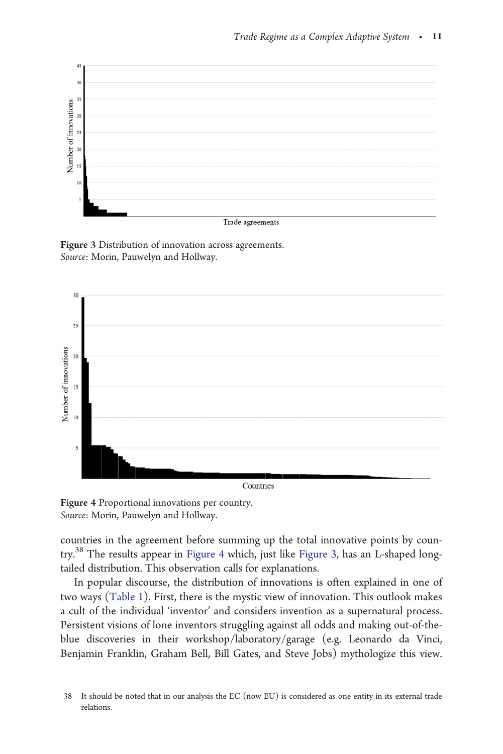45
40
35
30
25
20
15
10
5
Number of innovations
Trade agreements

**Figure 3** Distribution of innovation across agreements.
*Source*: Morin, Pauwelyn and Hollway.

30
25
20
15
10
5
Number of innovations
Countries

**Figure 4** Proportional innovations per country.
*Source*: Morin, Pauwelyn and Hollway.

countries in the agreement before summing up the total innovative points by country.[38] The results appear in Figure 4 which, just like Figure 3, has an L-shaped long-tailed distribution. This observation calls for explanations.

In popular discourse, the distribution of innovations is often explained in one of two ways (Table 1). First, there is the mystic view of innovation. This outlook makes a cult of the individual 'inventor' and considers invention as a supernatural process. Persistent visions of lone inventors struggling against all odds and making out-of-the-blue discoveries in their workshop/laboratory/garage (e.g. Leonardo da Vinci, Benjamin Franklin, Graham Bell, Bill Gates, and Steve Jobs) mythologize this view.

38 It should be noted that in our analysis the EC (now EU) is considered as one entity in its external trade relations.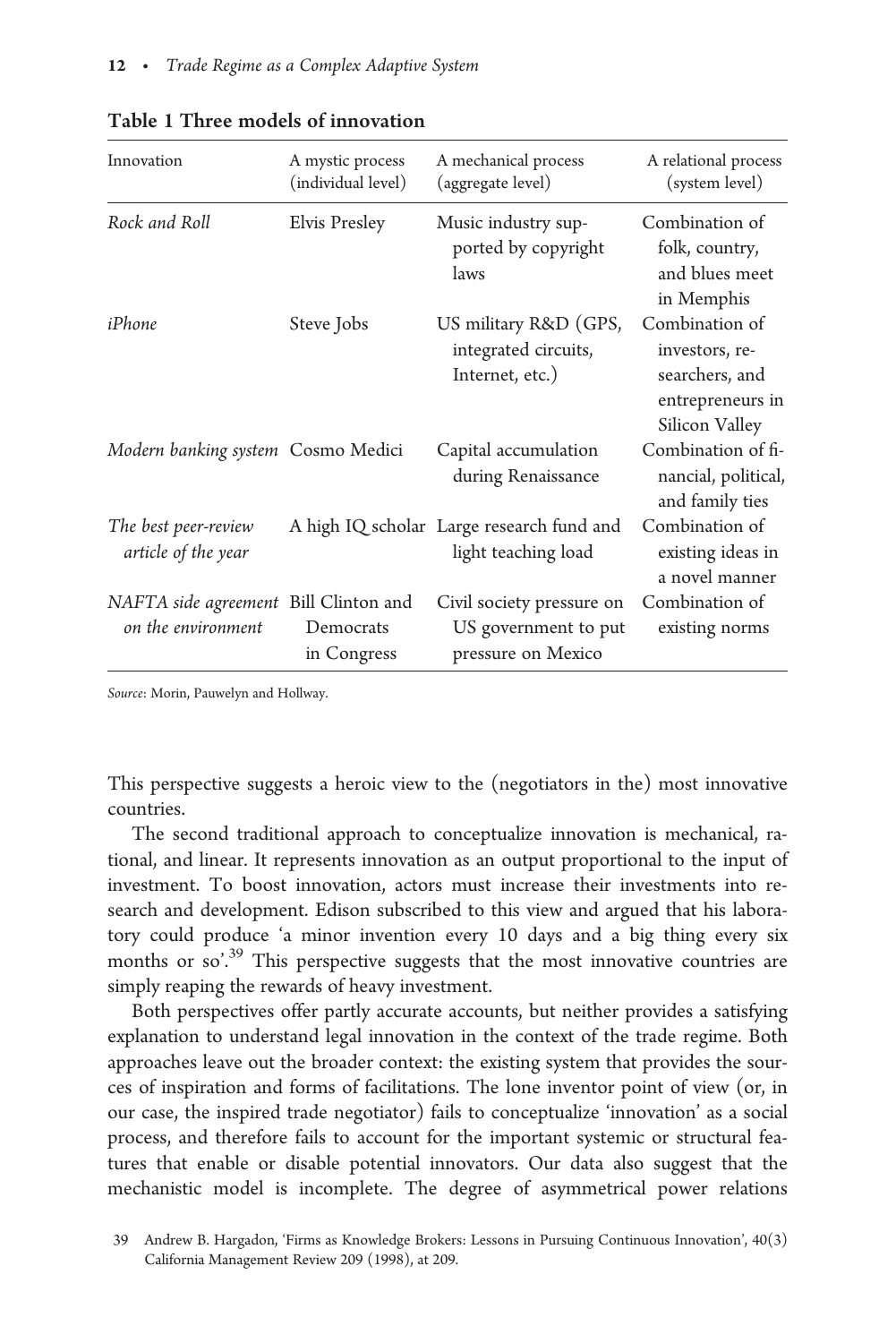**Table 1 Three models of innovation**

| Innovation | A mystic process (individual level) | A mechanical process (aggregate level) | A relational process (system level) |
|---|---|---|---|
| *Rock and Roll* | Elvis Presley | Music industry supported by copyright laws | Combination of folk, country, and blues meet in Memphis |
| *iPhone* | Steve Jobs | US military R&D (GPS, integrated circuits, Internet, etc.) | Combination of investors, researchers, and entrepreneurs in Silicon Valley |
| *Modern banking system* | Cosmo Medici | Capital accumulation during Renaissance | Combination of financial, political, and family ties |
| *The best peer-review article of the year* | A high IQ scholar | Large research fund and light teaching load | Combination of existing ideas in a novel manner |
| *NAFTA side agreement on the environment* | Bill Clinton and Democrats in Congress | Civil society pressure on US government to put pressure on Mexico | Combination of existing norms |

*Source*: Morin, Pauwelyn and Hollway.

This perspective suggests a heroic view to the (negotiators in the) most innovative countries.

The second traditional approach to conceptualize innovation is mechanical, rational, and linear. It represents innovation as an output proportional to the input of investment. To boost innovation, actors must increase their investments into research and development. Edison subscribed to this view and argued that his laboratory could produce 'a minor invention every 10 days and a big thing every six months or so'.[39] This perspective suggests that the most innovative countries are simply reaping the rewards of heavy investment.

Both perspectives offer partly accurate accounts, but neither provides a satisfying explanation to understand legal innovation in the context of the trade regime. Both approaches leave out the broader context: the existing system that provides the sources of inspiration and forms of facilitations. The lone inventor point of view (or, in our case, the inspired trade negotiator) fails to conceptualize 'innovation' as a social process, and therefore fails to account for the important systemic or structural features that enable or disable potential innovators. Our data also suggest that the mechanistic model is incomplete. The degree of asymmetrical power relations

39 Andrew B. Hargadon, 'Firms as Knowledge Brokers: Lessons in Pursuing Continuous Innovation', 40(3) California Management Review 209 (1998), at 209.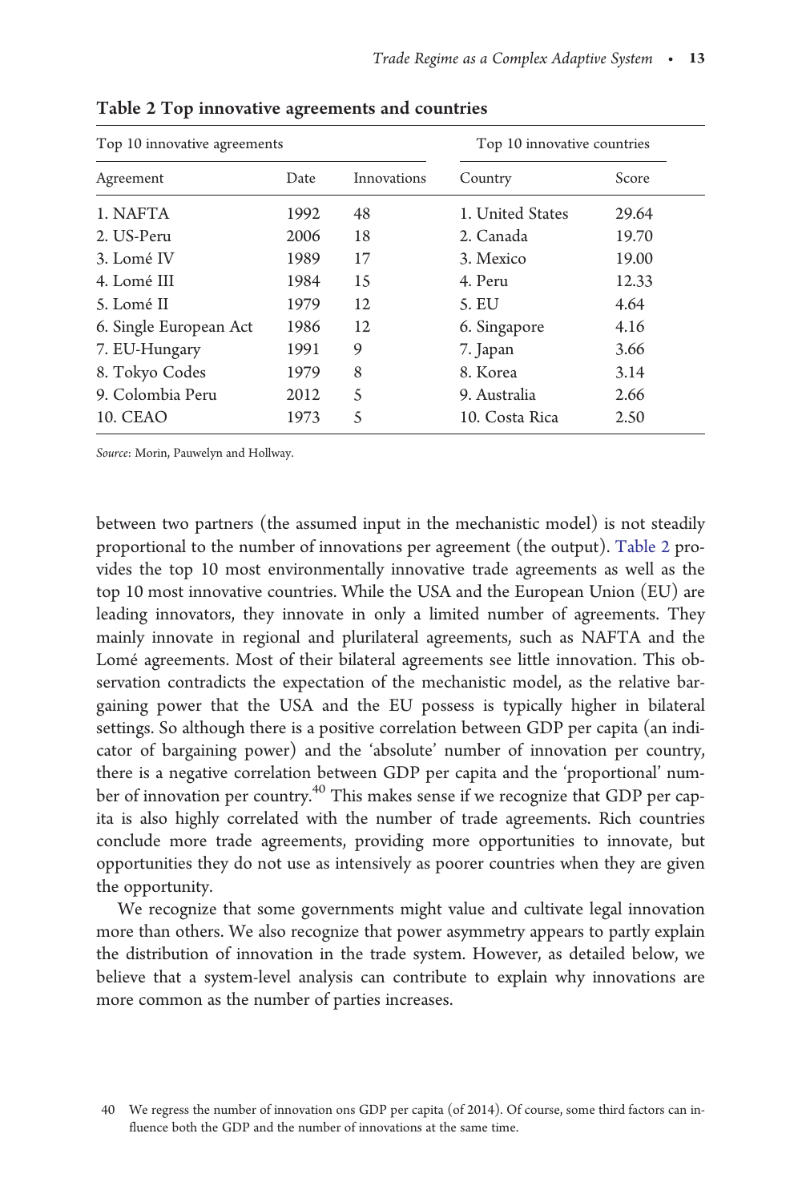**Table 2 Top innovative agreements and countries**

| Top 10 innovative agreements | | | Top 10 innovative countries | |
|---|---|---|---|---|
| Agreement | Date | Innovations | Country | Score |
| 1. NAFTA | 1992 | 48 | 1. United States | 29.64 |
| 2. US-Peru | 2006 | 18 | 2. Canada | 19.70 |
| 3. Lomé IV | 1989 | 17 | 3. Mexico | 19.00 |
| 4. Lomé III | 1984 | 15 | 4. Peru | 12.33 |
| 5. Lomé II | 1979 | 12 | 5. EU | 4.64 |
| 6. Single European Act | 1986 | 12 | 6. Singapore | 4.16 |
| 7. EU-Hungary | 1991 | 9 | 7. Japan | 3.66 |
| 8. Tokyo Codes | 1979 | 8 | 8. Korea | 3.14 |
| 9. Colombia Peru | 2012 | 5 | 9. Australia | 2.66 |
| 10. CEAO | 1973 | 5 | 10. Costa Rica | 2.50 |

*Source*: Morin, Pauwelyn and Hollway.

between two partners (the assumed input in the mechanistic model) is not steadily proportional to the number of innovations per agreement (the output). Table 2 provides the top 10 most environmentally innovative trade agreements as well as the top 10 most innovative countries. While the USA and the European Union (EU) are leading innovators, they innovate in only a limited number of agreements. They mainly innovate in regional and plurilateral agreements, such as NAFTA and the Lomé agreements. Most of their bilateral agreements see little innovation. This observation contradicts the expectation of the mechanistic model, as the relative bargaining power that the USA and the EU possess is typically higher in bilateral settings. So although there is a positive correlation between GDP per capita (an indicator of bargaining power) and the 'absolute' number of innovation per country, there is a negative correlation between GDP per capita and the 'proportional' number of innovation per country.[40] This makes sense if we recognize that GDP per capita is also highly correlated with the number of trade agreements. Rich countries conclude more trade agreements, providing more opportunities to innovate, but opportunities they do not use as intensively as poorer countries when they are given the opportunity.

We recognize that some governments might value and cultivate legal innovation more than others. We also recognize that power asymmetry appears to partly explain the distribution of innovation in the trade system. However, as detailed below, we believe that a system-level analysis can contribute to explain why innovations are more common as the number of parties increases.

40 We regress the number of innovation ons GDP per capita (of 2014). Of course, some third factors can influence both the GDP and the number of innovations at the same time.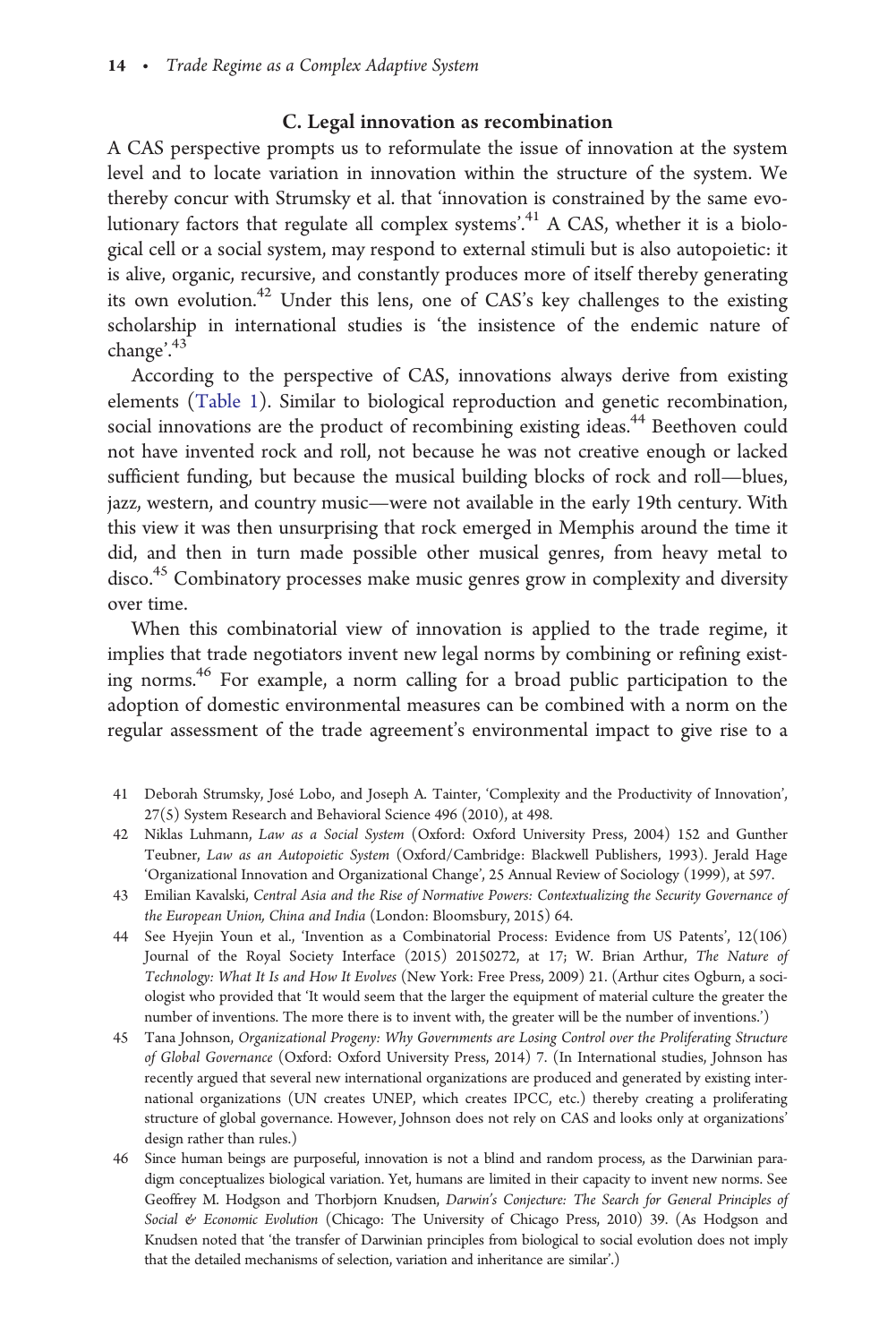### C. Legal innovation as recombination

A CAS perspective prompts us to reformulate the issue of innovation at the system level and to locate variation in innovation within the structure of the system. We thereby concur with Strumsky et al. that 'innovation is constrained by the same evolutionary factors that regulate all complex systems'.[41] A CAS, whether it is a biological cell or a social system, may respond to external stimuli but is also autopoietic: it is alive, organic, recursive, and constantly produces more of itself thereby generating its own evolution.[42] Under this lens, one of CAS's key challenges to the existing scholarship in international studies is 'the insistence of the endemic nature of change'.[43]

According to the perspective of CAS, innovations always derive from existing elements (Table 1). Similar to biological reproduction and genetic recombination, social innovations are the product of recombining existing ideas.[44] Beethoven could not have invented rock and roll, not because he was not creative enough or lacked sufficient funding, but because the musical building blocks of rock and roll—blues, jazz, western, and country music—were not available in the early 19th century. With this view it was then unsurprising that rock emerged in Memphis around the time it did, and then in turn made possible other musical genres, from heavy metal to disco.[45] Combinatory processes make music genres grow in complexity and diversity over time.

When this combinatorial view of innovation is applied to the trade regime, it implies that trade negotiators invent new legal norms by combining or refining existing norms.[46] For example, a norm calling for a broad public participation to the adoption of domestic environmental measures can be combined with a norm on the regular assessment of the trade agreement's environmental impact to give rise to a

41 Deborah Strumsky, José Lobo, and Joseph A. Tainter, 'Complexity and the Productivity of Innovation', 27(5) System Research and Behavioral Science 496 (2010), at 498.

42 Niklas Luhmann, *Law as a Social System* (Oxford: Oxford University Press, 2004) 152 and Gunther Teubner, *Law as an Autopoietic System* (Oxford/Cambridge: Blackwell Publishers, 1993). Jerald Hage 'Organizational Innovation and Organizational Change', 25 Annual Review of Sociology (1999), at 597.

43 Emilian Kavalski, *Central Asia and the Rise of Normative Powers: Contextualizing the Security Governance of the European Union, China and India* (London: Bloomsbury, 2015) 64.

44 See Hyejin Youn et al., 'Invention as a Combinatorial Process: Evidence from US Patents', 12(106) Journal of the Royal Society Interface (2015) 20150272, at 17; W. Brian Arthur, *The Nature of Technology: What It Is and How It Evolves* (New York: Free Press, 2009) 21. (Arthur cites Ogburn, a sociologist who provided that 'It would seem that the larger the equipment of material culture the greater the number of inventions. The more there is to invent with, the greater will be the number of inventions.')

45 Tana Johnson, *Organizational Progeny: Why Governments are Losing Control over the Proliferating Structure of Global Governance* (Oxford: Oxford University Press, 2014) 7. (In International studies, Johnson has recently argued that several new international organizations are produced and generated by existing international organizations (UN creates UNEP, which creates IPCC, etc.) thereby creating a proliferating structure of global governance. However, Johnson does not rely on CAS and looks only at organizations' design rather than rules.)

46 Since human beings are purposeful, innovation is not a blind and random process, as the Darwinian paradigm conceptualizes biological variation. Yet, humans are limited in their capacity to invent new norms. See Geoffrey M. Hodgson and Thorbjorn Knudsen, *Darwin's Conjecture: The Search for General Principles of Social & Economic Evolution* (Chicago: The University of Chicago Press, 2010) 39. (As Hodgson and Knudsen noted that 'the transfer of Darwinian principles from biological to social evolution does not imply that the detailed mechanisms of selection, variation and inheritance are similar'.)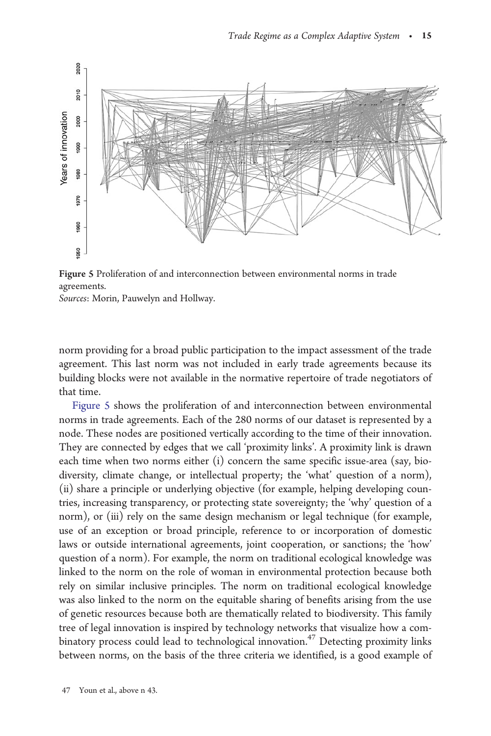Years of innovation

2020
2010
2000
1990
1980
1970
1960
1950

**Figure 5** Proliferation of and interconnection between environmental norms in trade agreements.
*Sources*: Morin, Pauwelyn and Hollway.

norm providing for a broad public participation to the impact assessment of the trade agreement. This last norm was not included in early trade agreements because its building blocks were not available in the normative repertoire of trade negotiators of that time.

Figure 5 shows the proliferation of and interconnection between environmental norms in trade agreements. Each of the 280 norms of our dataset is represented by a node. These nodes are positioned vertically according to the time of their innovation. They are connected by edges that we call 'proximity links'. A proximity link is drawn each time when two norms either (i) concern the same specific issue-area (say, biodiversity, climate change, or intellectual property; the 'what' question of a norm), (ii) share a principle or underlying objective (for example, helping developing countries, increasing transparency, or protecting state sovereignty; the 'why' question of a norm), or (iii) rely on the same design mechanism or legal technique (for example, use of an exception or broad principle, reference to or incorporation of domestic laws or outside international agreements, joint cooperation, or sanctions; the 'how' question of a norm). For example, the norm on traditional ecological knowledge was linked to the norm on the role of woman in environmental protection because both rely on similar inclusive principles. The norm on traditional ecological knowledge was also linked to the norm on the equitable sharing of benefits arising from the use of genetic resources because both are thematically related to biodiversity. This family tree of legal innovation is inspired by technology networks that visualize how a combinatory process could lead to technological innovation.[47] Detecting proximity links between norms, on the basis of the three criteria we identified, is a good example of

47 Youn et al., above n 43.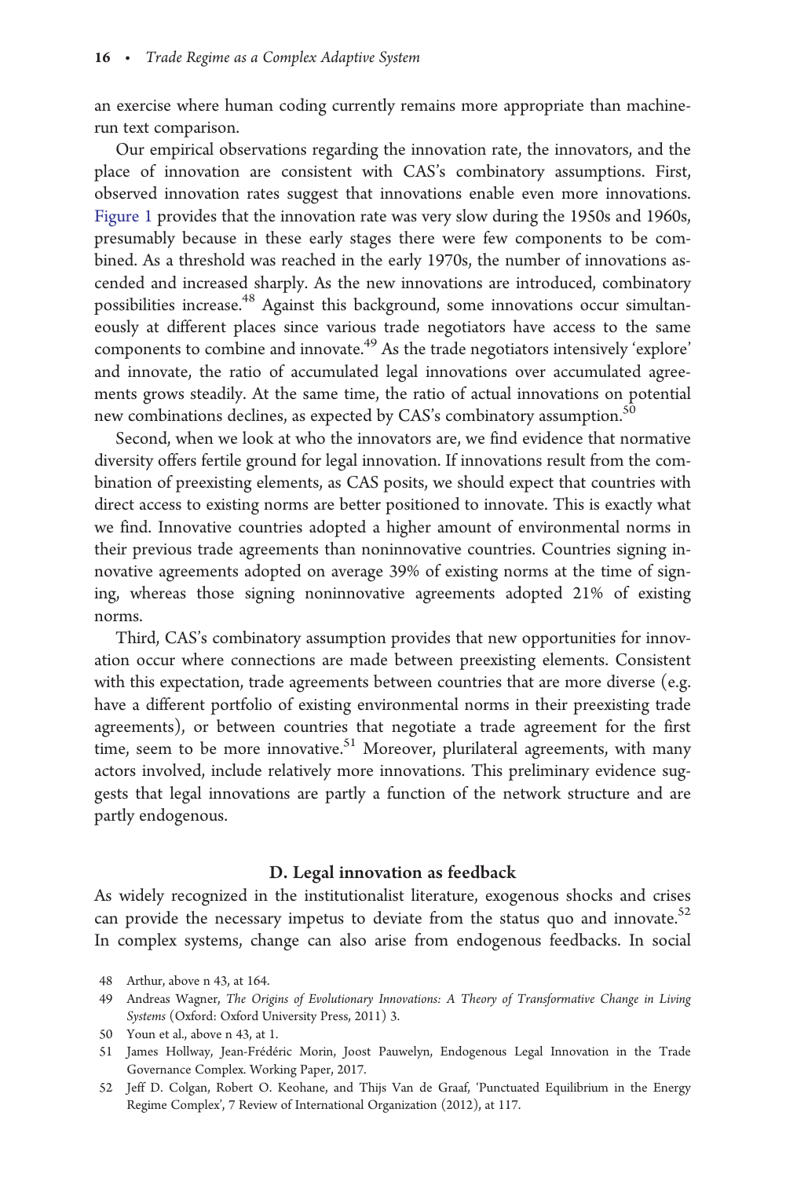an exercise where human coding currently remains more appropriate than machine-run text comparison.

Our empirical observations regarding the innovation rate, the innovators, and the place of innovation are consistent with CAS's combinatory assumptions. First, observed innovation rates suggest that innovations enable even more innovations. Figure 1 provides that the innovation rate was very slow during the 1950s and 1960s, presumably because in these early stages there were few components to be combined. As a threshold was reached in the early 1970s, the number of innovations ascended and increased sharply. As the new innovations are introduced, combinatory possibilities increase.[48] Against this background, some innovations occur simultaneously at different places since various trade negotiators have access to the same components to combine and innovate.[49] As the trade negotiators intensively 'explore' and innovate, the ratio of accumulated legal innovations over accumulated agreements grows steadily. At the same time, the ratio of actual innovations on potential new combinations declines, as expected by CAS's combinatory assumption.[50]

Second, when we look at who the innovators are, we find evidence that normative diversity offers fertile ground for legal innovation. If innovations result from the combination of preexisting elements, as CAS posits, we should expect that countries with direct access to existing norms are better positioned to innovate. This is exactly what we find. Innovative countries adopted a higher amount of environmental norms in their previous trade agreements than noninnovative countries. Countries signing innovative agreements adopted on average 39% of existing norms at the time of signing, whereas those signing noninnovative agreements adopted 21% of existing norms.

Third, CAS's combinatory assumption provides that new opportunities for innovation occur where connections are made between preexisting elements. Consistent with this expectation, trade agreements between countries that are more diverse (e.g. have a different portfolio of existing environmental norms in their preexisting trade agreements), or between countries that negotiate a trade agreement for the first time, seem to be more innovative.[51] Moreover, plurilateral agreements, with many actors involved, include relatively more innovations. This preliminary evidence suggests that legal innovations are partly a function of the network structure and are partly endogenous.

### D. Legal innovation as feedback

As widely recognized in the institutionalist literature, exogenous shocks and crises can provide the necessary impetus to deviate from the status quo and innovate.[52] In complex systems, change can also arise from endogenous feedbacks. In social

48 Arthur, above n 43, at 164.

49 Andreas Wagner, *The Origins of Evolutionary Innovations: A Theory of Transformative Change in Living Systems* (Oxford: Oxford University Press, 2011) 3.

50 Youn et al., above n 43, at 1.

51 James Hollway, Jean-Frédéric Morin, Joost Pauwelyn, Endogenous Legal Innovation in the Trade Governance Complex. Working Paper, 2017.

52 Jeff D. Colgan, Robert O. Keohane, and Thijs Van de Graaf, 'Punctuated Equilibrium in the Energy Regime Complex', 7 Review of International Organization (2012), at 117.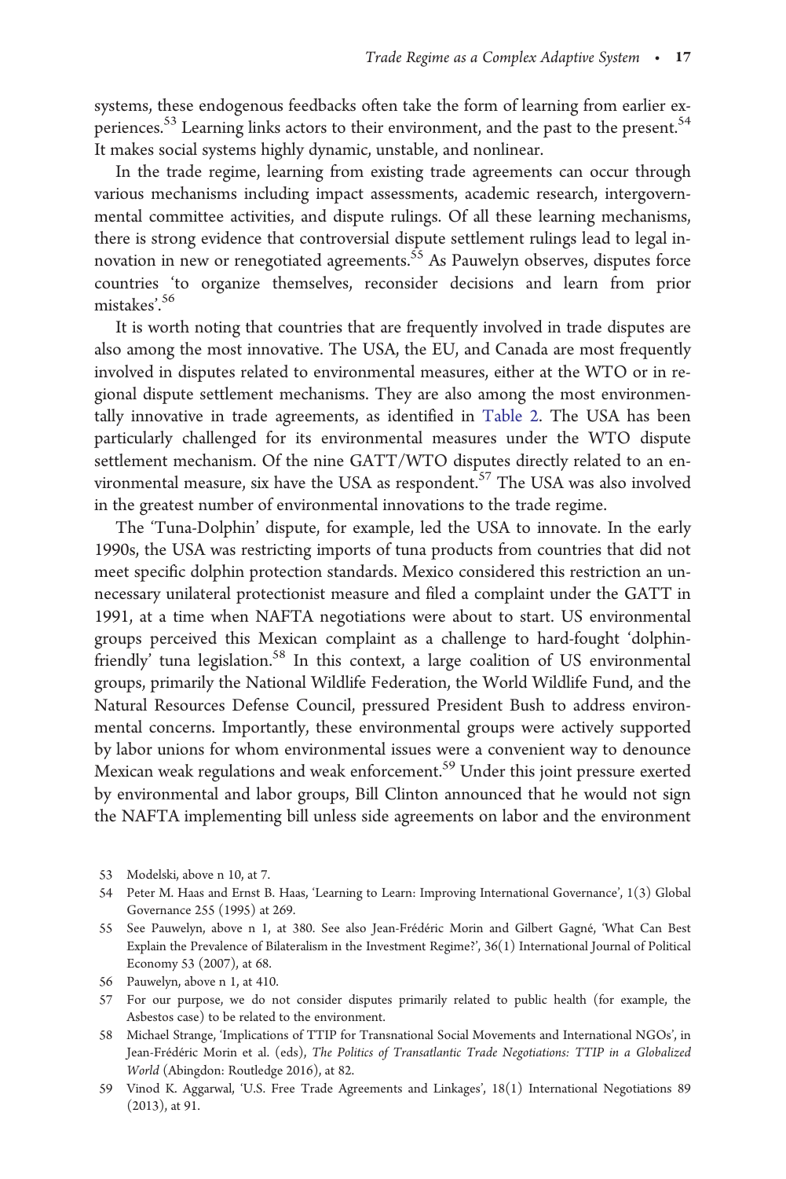systems, these endogenous feedbacks often take the form of learning from earlier experiences.[53] Learning links actors to their environment, and the past to the present.[54] It makes social systems highly dynamic, unstable, and nonlinear.

In the trade regime, learning from existing trade agreements can occur through various mechanisms including impact assessments, academic research, intergovernmental committee activities, and dispute rulings. Of all these learning mechanisms, there is strong evidence that controversial dispute settlement rulings lead to legal innovation in new or renegotiated agreements.[55] As Pauwelyn observes, disputes force countries 'to organize themselves, reconsider decisions and learn from prior mistakes'.[56]

It is worth noting that countries that are frequently involved in trade disputes are also among the most innovative. The USA, the EU, and Canada are most frequently involved in disputes related to environmental measures, either at the WTO or in regional dispute settlement mechanisms. They are also among the most environmentally innovative in trade agreements, as identified in Table 2. The USA has been particularly challenged for its environmental measures under the WTO dispute settlement mechanism. Of the nine GATT/WTO disputes directly related to an environmental measure, six have the USA as respondent.[57] The USA was also involved in the greatest number of environmental innovations to the trade regime.

The 'Tuna-Dolphin' dispute, for example, led the USA to innovate. In the early 1990s, the USA was restricting imports of tuna products from countries that did not meet specific dolphin protection standards. Mexico considered this restriction an unnecessary unilateral protectionist measure and filed a complaint under the GATT in 1991, at a time when NAFTA negotiations were about to start. US environmental groups perceived this Mexican complaint as a challenge to hard-fought 'dolphin-friendly' tuna legislation.[58] In this context, a large coalition of US environmental groups, primarily the National Wildlife Federation, the World Wildlife Fund, and the Natural Resources Defense Council, pressured President Bush to address environmental concerns. Importantly, these environmental groups were actively supported by labor unions for whom environmental issues were a convenient way to denounce Mexican weak regulations and weak enforcement.[59] Under this joint pressure exerted by environmental and labor groups, Bill Clinton announced that he would not sign the NAFTA implementing bill unless side agreements on labor and the environment

53 Modelski, above n 10, at 7.

54 Peter M. Haas and Ernst B. Haas, 'Learning to Learn: Improving International Governance', 1(3) Global Governance 255 (1995) at 269.

55 See Pauwelyn, above n 1, at 380. See also Jean-Frédéric Morin and Gilbert Gagné, 'What Can Best Explain the Prevalence of Bilateralism in the Investment Regime?', 36(1) International Journal of Political Economy 53 (2007), at 68.

56 Pauwelyn, above n 1, at 410.

57 For our purpose, we do not consider disputes primarily related to public health (for example, the Asbestos case) to be related to the environment.

58 Michael Strange, 'Implications of TTIP for Transnational Social Movements and International NGOs', in Jean-Frédéric Morin et al. (eds), *The Politics of Transatlantic Trade Negotiations: TTIP in a Globalized World* (Abingdon: Routledge 2016), at 82.

59 Vinod K. Aggarwal, 'U.S. Free Trade Agreements and Linkages', 18(1) International Negotiations 89 (2013), at 91.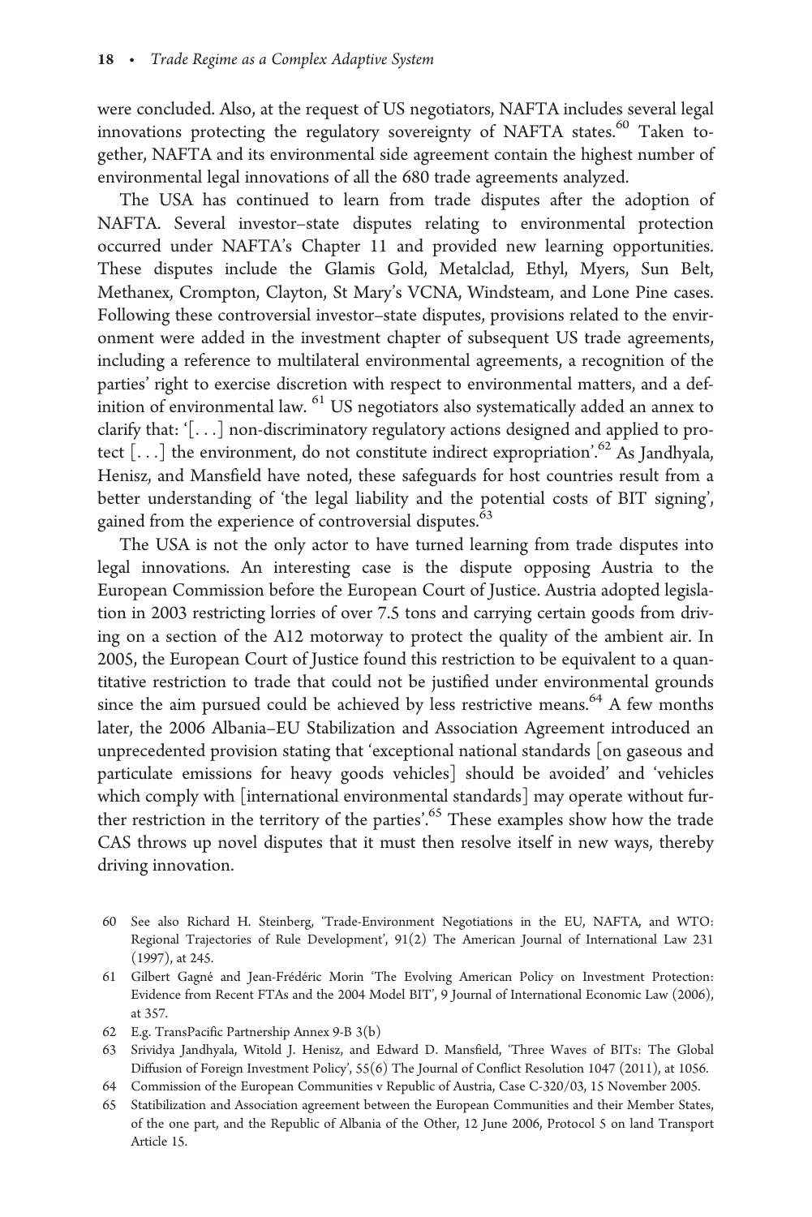were concluded. Also, at the request of US negotiators, NAFTA includes several legal innovations protecting the regulatory sovereignty of NAFTA states.[60] Taken together, NAFTA and its environmental side agreement contain the highest number of environmental legal innovations of all the 680 trade agreements analyzed.

The USA has continued to learn from trade disputes after the adoption of NAFTA. Several investor–state disputes relating to environmental protection occurred under NAFTA's Chapter 11 and provided new learning opportunities. These disputes include the Glamis Gold, Metalclad, Ethyl, Myers, Sun Belt, Methanex, Crompton, Clayton, St Mary's VCNA, Windsteam, and Lone Pine cases. Following these controversial investor–state disputes, provisions related to the environment were added in the investment chapter of subsequent US trade agreements, including a reference to multilateral environmental agreements, a recognition of the parties' right to exercise discretion with respect to environmental matters, and a definition of environmental law.[61] US negotiators also systematically added an annex to clarify that: '[. . .] non-discriminatory regulatory actions designed and applied to protect [. . .] the environment, do not constitute indirect expropriation'.[62] As Jandhyala, Henisz, and Mansfield have noted, these safeguards for host countries result from a better understanding of 'the legal liability and the potential costs of BIT signing', gained from the experience of controversial disputes.[63]

The USA is not the only actor to have turned learning from trade disputes into legal innovations. An interesting case is the dispute opposing Austria to the European Commission before the European Court of Justice. Austria adopted legislation in 2003 restricting lorries of over 7.5 tons and carrying certain goods from driving on a section of the A12 motorway to protect the quality of the ambient air. In 2005, the European Court of Justice found this restriction to be equivalent to a quantitative restriction to trade that could not be justified under environmental grounds since the aim pursued could be achieved by less restrictive means.[64] A few months later, the 2006 Albania–EU Stabilization and Association Agreement introduced an unprecedented provision stating that 'exceptional national standards [on gaseous and particulate emissions for heavy goods vehicles] should be avoided' and 'vehicles which comply with [international environmental standards] may operate without further restriction in the territory of the parties'.[65] These examples show how the trade CAS throws up novel disputes that it must then resolve itself in new ways, thereby driving innovation.

60 See also Richard H. Steinberg, 'Trade-Environment Negotiations in the EU, NAFTA, and WTO: Regional Trajectories of Rule Development', 91(2) The American Journal of International Law 231 (1997), at 245.

61 Gilbert Gagné and Jean-Frédéric Morin 'The Evolving American Policy on Investment Protection: Evidence from Recent FTAs and the 2004 Model BIT', 9 Journal of International Economic Law (2006), at 357.

62 E.g. TransPacific Partnership Annex 9-B 3(b)

63 Srividya Jandhyala, Witold J. Henisz, and Edward D. Mansfield, 'Three Waves of BITs: The Global Diffusion of Foreign Investment Policy', 55(6) The Journal of Conflict Resolution 1047 (2011), at 1056.

64 Commission of the European Communities v Republic of Austria, Case C-320/03, 15 November 2005.

65 Statibilization and Association agreement between the European Communities and their Member States, of the one part, and the Republic of Albania of the Other, 12 June 2006, Protocol 5 on land Transport Article 15.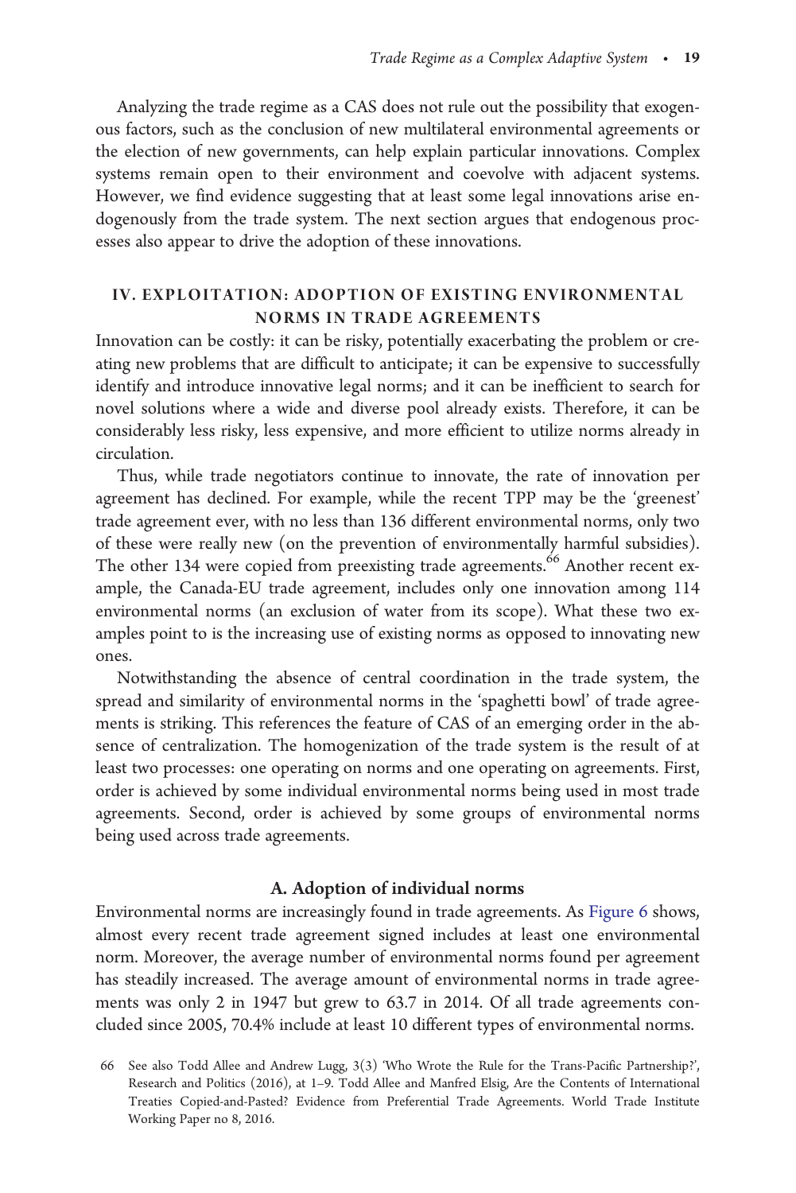Analyzing the trade regime as a CAS does not rule out the possibility that exogenous factors, such as the conclusion of new multilateral environmental agreements or the election of new governments, can help explain particular innovations. Complex systems remain open to their environment and coevolve with adjacent systems. However, we find evidence suggesting that at least some legal innovations arise endogenously from the trade system. The next section argues that endogenous processes also appear to drive the adoption of these innovations.

## IV. EXPLOITATION: ADOPTION OF EXISTING ENVIRONMENTAL NORMS IN TRADE AGREEMENTS

Innovation can be costly: it can be risky, potentially exacerbating the problem or creating new problems that are difficult to anticipate; it can be expensive to successfully identify and introduce innovative legal norms; and it can be inefficient to search for novel solutions where a wide and diverse pool already exists. Therefore, it can be considerably less risky, less expensive, and more efficient to utilize norms already in circulation.

Thus, while trade negotiators continue to innovate, the rate of innovation per agreement has declined. For example, while the recent TPP may be the 'greenest' trade agreement ever, with no less than 136 different environmental norms, only two of these were really new (on the prevention of environmentally harmful subsidies). The other 134 were copied from preexisting trade agreements.[66] Another recent example, the Canada-EU trade agreement, includes only one innovation among 114 environmental norms (an exclusion of water from its scope). What these two examples point to is the increasing use of existing norms as opposed to innovating new ones.

Notwithstanding the absence of central coordination in the trade system, the spread and similarity of environmental norms in the 'spaghetti bowl' of trade agreements is striking. This references the feature of CAS of an emerging order in the absence of centralization. The homogenization of the trade system is the result of at least two processes: one operating on norms and one operating on agreements. First, order is achieved by some individual environmental norms being used in most trade agreements. Second, order is achieved by some groups of environmental norms being used across trade agreements.

### A. Adoption of individual norms

Environmental norms are increasingly found in trade agreements. As Figure 6 shows, almost every recent trade agreement signed includes at least one environmental norm. Moreover, the average number of environmental norms found per agreement has steadily increased. The average amount of environmental norms in trade agreements was only 2 in 1947 but grew to 63.7 in 2014. Of all trade agreements concluded since 2005, 70.4% include at least 10 different types of environmental norms.

66 See also Todd Allee and Andrew Lugg, 3(3) 'Who Wrote the Rule for the Trans-Pacific Partnership?', Research and Politics (2016), at 1–9. Todd Allee and Manfred Elsig, Are the Contents of International Treaties Copied-and-Pasted? Evidence from Preferential Trade Agreements. World Trade Institute Working Paper no 8, 2016.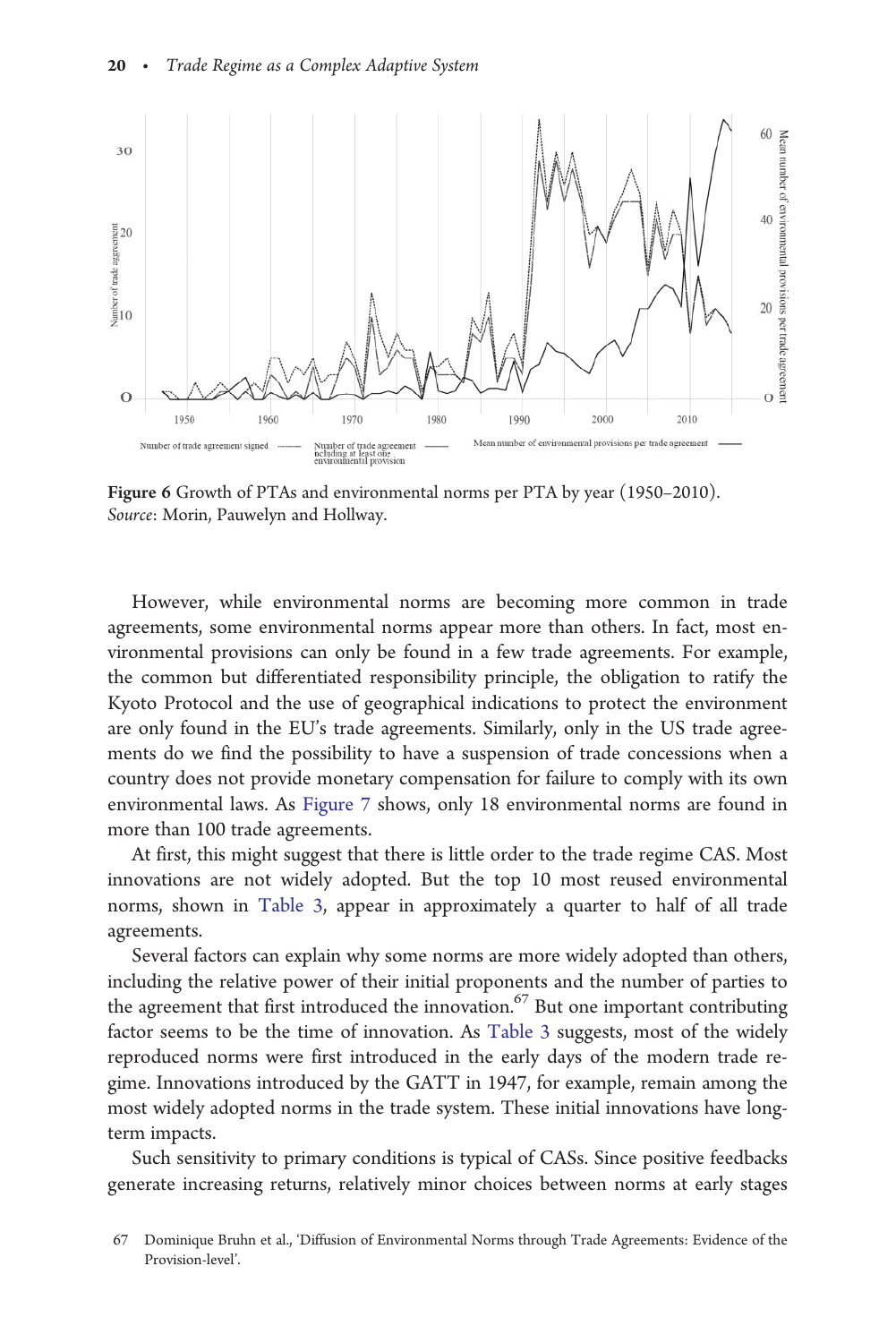30

20

10

0

Number of trade agreement

1950 1960 1970 1980 1990 2000 2010

60

40

20

0

Mean number of environmental provisions per trade agreement

Number of trade agreement signed

Number of trade agreement including at least one environmental provision

Mean number of environmental provisions per trade agreement

**Figure 6** Growth of PTAs and environmental norms per PTA by year (1950–2010).
*Source*: Morin, Pauwelyn and Hollway.

However, while environmental norms are becoming more common in trade agreements, some environmental norms appear more than others. In fact, most environmental provisions can only be found in a few trade agreements. For example, the common but differentiated responsibility principle, the obligation to ratify the Kyoto Protocol and the use of geographical indications to protect the environment are only found in the EU's trade agreements. Similarly, only in the US trade agreements do we find the possibility to have a suspension of trade concessions when a country does not provide monetary compensation for failure to comply with its own environmental laws. As Figure 7 shows, only 18 environmental norms are found in more than 100 trade agreements.

At first, this might suggest that there is little order to the trade regime CAS. Most innovations are not widely adopted. But the top 10 most reused environmental norms, shown in Table 3, appear in approximately a quarter to half of all trade agreements.

Several factors can explain why some norms are more widely adopted than others, including the relative power of their initial proponents and the number of parties to the agreement that first introduced the innovation.[67] But one important contributing factor seems to be the time of innovation. As Table 3 suggests, most of the widely reproduced norms were first introduced in the early days of the modern trade regime. Innovations introduced by the GATT in 1947, for example, remain among the most widely adopted norms in the trade system. These initial innovations have long-term impacts.

Such sensitivity to primary conditions is typical of CASs. Since positive feedbacks generate increasing returns, relatively minor choices between norms at early stages

67 Dominique Bruhn et al., 'Diffusion of Environmental Norms through Trade Agreements: Evidence of the Provision-level'.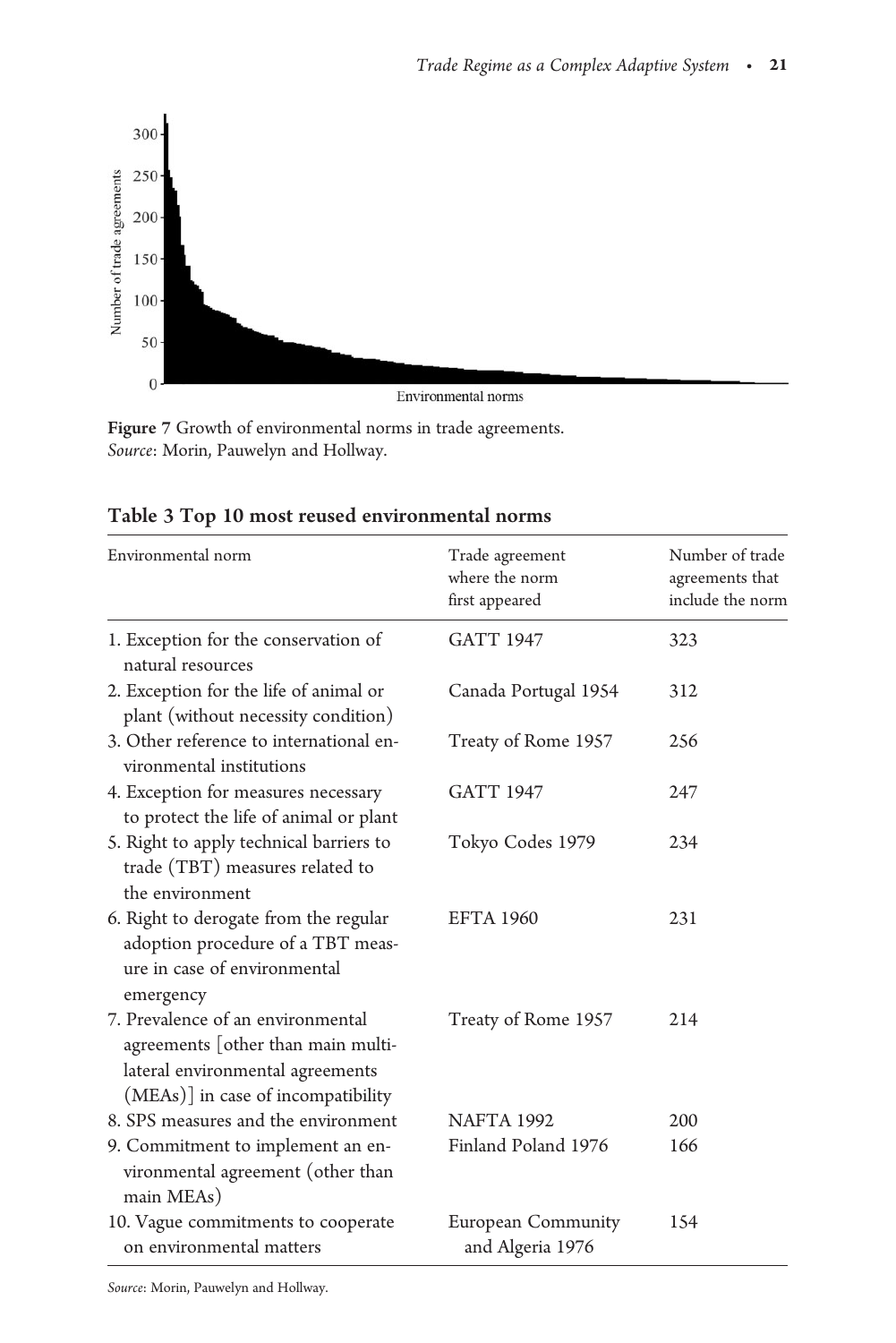300
250
200
150
100
50
0
Number of trade agreements
Environmental norms

**Figure 7** Growth of environmental norms in trade agreements.
*Source*: Morin, Pauwelyn and Hollway.

**Table 3 Top 10 most reused environmental norms**

| Environmental norm | Trade agreement where the norm first appeared | Number of trade agreements that include the norm |
|---|---|---|
| 1. Exception for the conservation of natural resources | GATT 1947 | 323 |
| 2. Exception for the life of animal or plant (without necessity condition) | Canada Portugal 1954 | 312 |
| 3. Other reference to international environmental institutions | Treaty of Rome 1957 | 256 |
| 4. Exception for measures necessary to protect the life of animal or plant | GATT 1947 | 247 |
| 5. Right to apply technical barriers to trade (TBT) measures related to the environment | Tokyo Codes 1979 | 234 |
| 6. Right to derogate from the regular adoption procedure of a TBT measure in case of environmental emergency | EFTA 1960 | 231 |
| 7. Prevalence of an environmental agreements [other than main multilateral environmental agreements (MEAs)] in case of incompatibility | Treaty of Rome 1957 | 214 |
| 8. SPS measures and the environment | NAFTA 1992 | 200 |
| 9. Commitment to implement an environmental agreement (other than main MEAs) | Finland Poland 1976 | 166 |
| 10. Vague commitments to cooperate on environmental matters | European Community and Algeria 1976 | 154 |

*Source*: Morin, Pauwelyn and Hollway.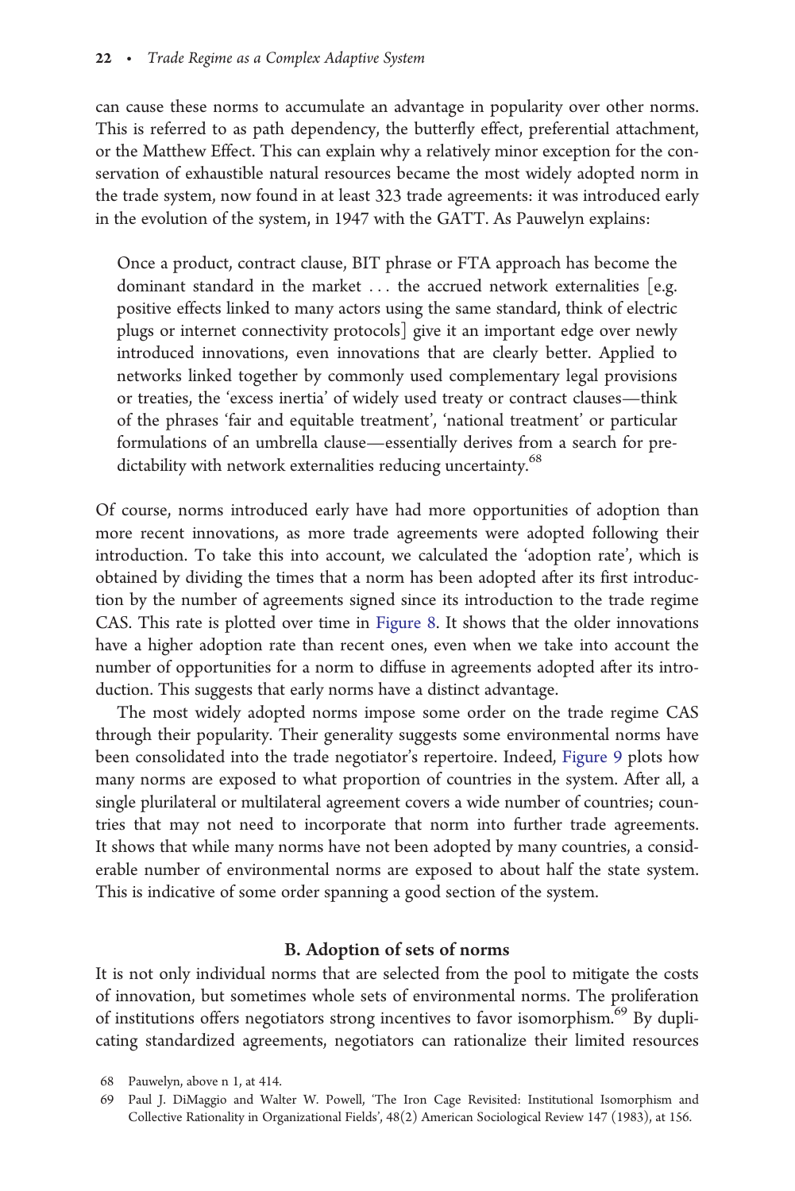can cause these norms to accumulate an advantage in popularity over other norms. This is referred to as path dependency, the butterfly effect, preferential attachment, or the Matthew Effect. This can explain why a relatively minor exception for the conservation of exhaustible natural resources became the most widely adopted norm in the trade system, now found in at least 323 trade agreements: it was introduced early in the evolution of the system, in 1947 with the GATT. As Pauwelyn explains:

> Once a product, contract clause, BIT phrase or FTA approach has become the dominant standard in the market ... the accrued network externalities [e.g. positive effects linked to many actors using the same standard, think of electric plugs or internet connectivity protocols] give it an important edge over newly introduced innovations, even innovations that are clearly better. Applied to networks linked together by commonly used complementary legal provisions or treaties, the 'excess inertia' of widely used treaty or contract clauses—think of the phrases 'fair and equitable treatment', 'national treatment' or particular formulations of an umbrella clause—essentially derives from a search for predictability with network externalities reducing uncertainty.[68]

Of course, norms introduced early have had more opportunities of adoption than more recent innovations, as more trade agreements were adopted following their introduction. To take this into account, we calculated the 'adoption rate', which is obtained by dividing the times that a norm has been adopted after its first introduction by the number of agreements signed since its introduction to the trade regime CAS. This rate is plotted over time in Figure 8. It shows that the older innovations have a higher adoption rate than recent ones, even when we take into account the number of opportunities for a norm to diffuse in agreements adopted after its introduction. This suggests that early norms have a distinct advantage.

The most widely adopted norms impose some order on the trade regime CAS through their popularity. Their generality suggests some environmental norms have been consolidated into the trade negotiator's repertoire. Indeed, Figure 9 plots how many norms are exposed to what proportion of countries in the system. After all, a single plurilateral or multilateral agreement covers a wide number of countries; countries that may not need to incorporate that norm into further trade agreements. It shows that while many norms have not been adopted by many countries, a considerable number of environmental norms are exposed to about half the state system. This is indicative of some order spanning a good section of the system.

### B. Adoption of sets of norms

It is not only individual norms that are selected from the pool to mitigate the costs of innovation, but sometimes whole sets of environmental norms. The proliferation of institutions offers negotiators strong incentives to favor isomorphism.[69] By duplicating standardized agreements, negotiators can rationalize their limited resources

68 Pauwelyn, above n 1, at 414.

69 Paul J. DiMaggio and Walter W. Powell, 'The Iron Cage Revisited: Institutional Isomorphism and Collective Rationality in Organizational Fields', 48(2) American Sociological Review 147 (1983), at 156.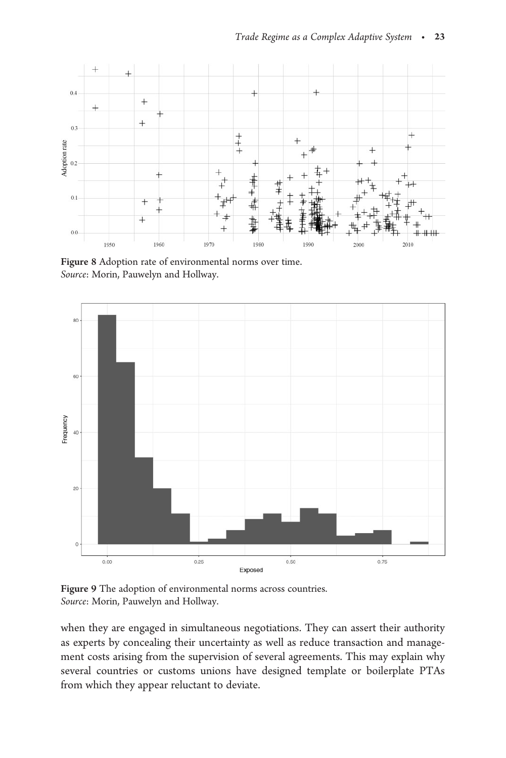Adoption rate

0.4

0.3

0.2

0.1

0.0

1950

1960

1970

1980

1990

2000

2010

**Figure 8** Adoption rate of environmental norms over time.
*Source*: Morin, Pauwelyn and Hollway.

Frequency

80

60

40

20

0

0.00

0.25

0.50

0.75

Exposed

**Figure 9** The adoption of environmental norms across countries.
*Source*: Morin, Pauwelyn and Hollway.

when they are engaged in simultaneous negotiations. They can assert their authority as experts by concealing their uncertainty as well as reduce transaction and management costs arising from the supervision of several agreements. This may explain why several countries or customs unions have designed template or boilerplate PTAs from which they appear reluctant to deviate.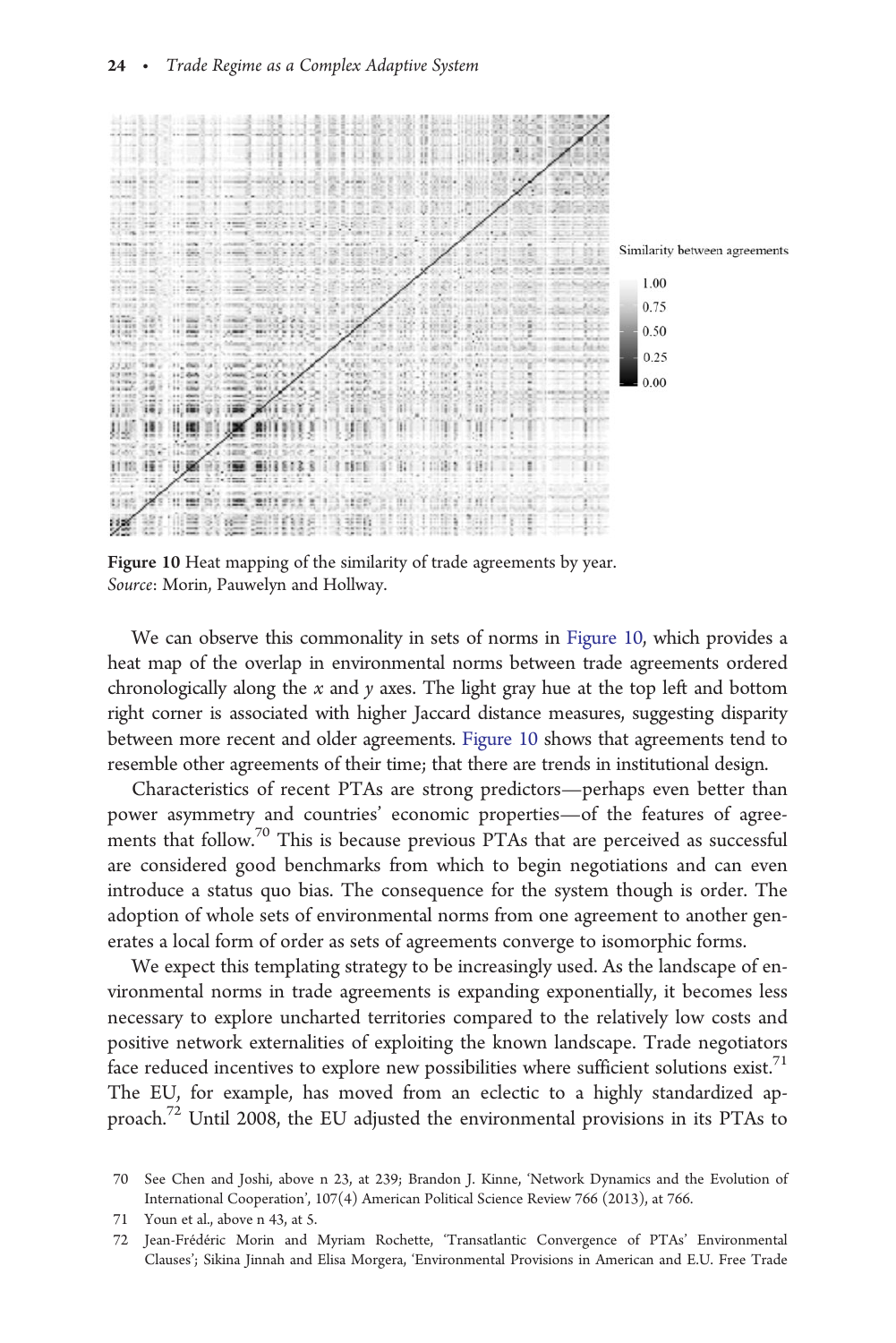Similarity between agreements

1.00
0.75
0.50
0.25
0.00

**Figure 10** Heat mapping of the similarity of trade agreements by year.
*Source*: Morin, Pauwelyn and Hollway.

We can observe this commonality in sets of norms in Figure 10, which provides a heat map of the overlap in environmental norms between trade agreements ordered chronologically along the *x* and *y* axes. The light gray hue at the top left and bottom right corner is associated with higher Jaccard distance measures, suggesting disparity between more recent and older agreements. Figure 10 shows that agreements tend to resemble other agreements of their time; that there are trends in institutional design.

Characteristics of recent PTAs are strong predictors—perhaps even better than power asymmetry and countries' economic properties—of the features of agreements that follow.[70] This is because previous PTAs that are perceived as successful are considered good benchmarks from which to begin negotiations and can even introduce a status quo bias. The consequence for the system though is order. The adoption of whole sets of environmental norms from one agreement to another generates a local form of order as sets of agreements converge to isomorphic forms.

We expect this templating strategy to be increasingly used. As the landscape of environmental norms in trade agreements is expanding exponentially, it becomes less necessary to explore uncharted territories compared to the relatively low costs and positive network externalities of exploiting the known landscape. Trade negotiators face reduced incentives to explore new possibilities where sufficient solutions exist.[71] The EU, for example, has moved from an eclectic to a highly standardized approach.[72] Until 2008, the EU adjusted the environmental provisions in its PTAs to

70 See Chen and Joshi, above n 23, at 239; Brandon J. Kinne, 'Network Dynamics and the Evolution of International Cooperation', 107(4) American Political Science Review 766 (2013), at 766.

71 Youn et al., above n 43, at 5.

72 Jean-Frédéric Morin and Myriam Rochette, 'Transatlantic Convergence of PTAs' Environmental Clauses'; Sikina Jinnah and Elisa Morgera, 'Environmental Provisions in American and E.U. Free Trade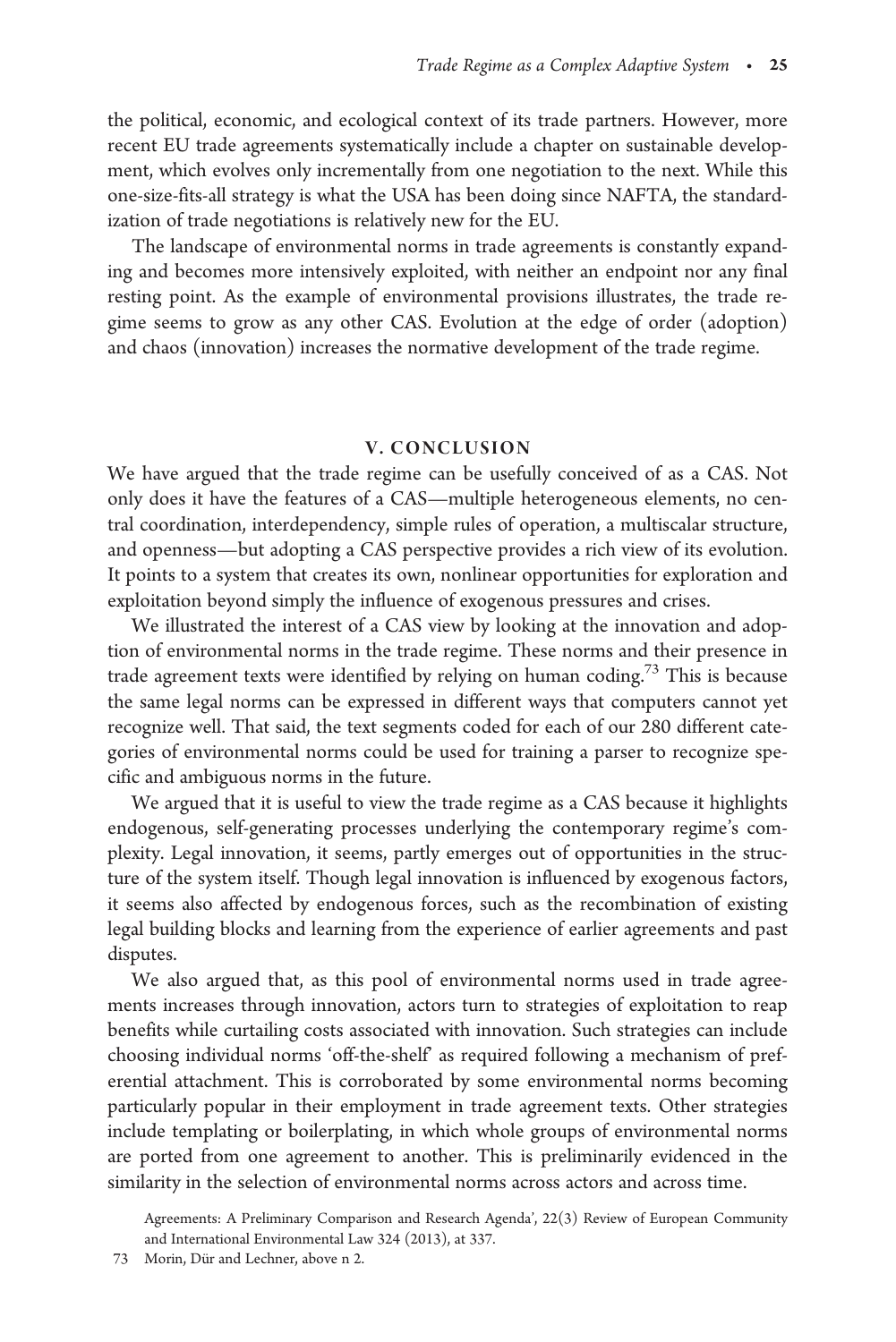the political, economic, and ecological context of its trade partners. However, more recent EU trade agreements systematically include a chapter on sustainable development, which evolves only incrementally from one negotiation to the next. While this one-size-fits-all strategy is what the USA has been doing since NAFTA, the standardization of trade negotiations is relatively new for the EU.

The landscape of environmental norms in trade agreements is constantly expanding and becomes more intensively exploited, with neither an endpoint nor any final resting point. As the example of environmental provisions illustrates, the trade regime seems to grow as any other CAS. Evolution at the edge of order (adoption) and chaos (innovation) increases the normative development of the trade regime.

## V. CONCLUSION

We have argued that the trade regime can be usefully conceived of as a CAS. Not only does it have the features of a CAS—multiple heterogeneous elements, no central coordination, interdependency, simple rules of operation, a multiscalar structure, and openness—but adopting a CAS perspective provides a rich view of its evolution. It points to a system that creates its own, nonlinear opportunities for exploration and exploitation beyond simply the influence of exogenous pressures and crises.

We illustrated the interest of a CAS view by looking at the innovation and adoption of environmental norms in the trade regime. These norms and their presence in trade agreement texts were identified by relying on human coding.[73] This is because the same legal norms can be expressed in different ways that computers cannot yet recognize well. That said, the text segments coded for each of our 280 different categories of environmental norms could be used for training a parser to recognize specific and ambiguous norms in the future.

We argued that it is useful to view the trade regime as a CAS because it highlights endogenous, self-generating processes underlying the contemporary regime's complexity. Legal innovation, it seems, partly emerges out of opportunities in the structure of the system itself. Though legal innovation is influenced by exogenous factors, it seems also affected by endogenous forces, such as the recombination of existing legal building blocks and learning from the experience of earlier agreements and past disputes.

We also argued that, as this pool of environmental norms used in trade agreements increases through innovation, actors turn to strategies of exploitation to reap benefits while curtailing costs associated with innovation. Such strategies can include choosing individual norms 'off-the-shelf' as required following a mechanism of preferential attachment. This is corroborated by some environmental norms becoming particularly popular in their employment in trade agreement texts. Other strategies include templating or boilerplating, in which whole groups of environmental norms are ported from one agreement to another. This is preliminarily evidenced in the similarity in the selection of environmental norms across actors and across time.

Agreements: A Preliminary Comparison and Research Agenda', 22(3) Review of European Community and International Environmental Law 324 (2013), at 337.

73 Morin, Dür and Lechner, above n 2.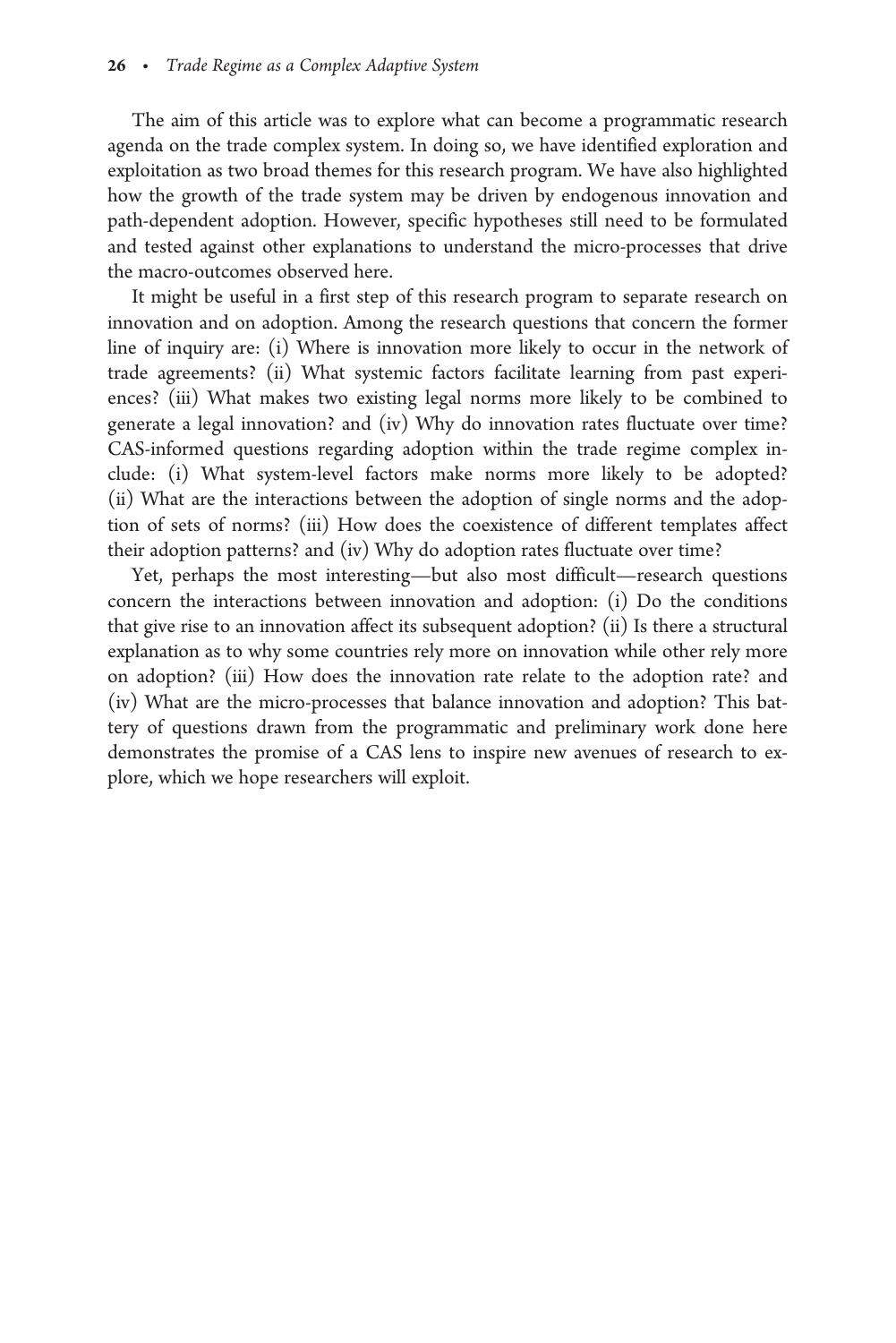The aim of this article was to explore what can become a programmatic research agenda on the trade complex system. In doing so, we have identified exploration and exploitation as two broad themes for this research program. We have also highlighted how the growth of the trade system may be driven by endogenous innovation and path-dependent adoption. However, specific hypotheses still need to be formulated and tested against other explanations to understand the micro-processes that drive the macro-outcomes observed here.

It might be useful in a first step of this research program to separate research on innovation and on adoption. Among the research questions that concern the former line of inquiry are: (i) Where is innovation more likely to occur in the network of trade agreements? (ii) What systemic factors facilitate learning from past experiences? (iii) What makes two existing legal norms more likely to be combined to generate a legal innovation? and (iv) Why do innovation rates fluctuate over time? CAS-informed questions regarding adoption within the trade regime complex include: (i) What system-level factors make norms more likely to be adopted? (ii) What are the interactions between the adoption of single norms and the adoption of sets of norms? (iii) How does the coexistence of different templates affect their adoption patterns? and (iv) Why do adoption rates fluctuate over time?

Yet, perhaps the most interesting—but also most difficult—research questions concern the interactions between innovation and adoption: (i) Do the conditions that give rise to an innovation affect its subsequent adoption? (ii) Is there a structural explanation as to why some countries rely more on innovation while other rely more on adoption? (iii) How does the innovation rate relate to the adoption rate? and (iv) What are the micro-processes that balance innovation and adoption? This battery of questions drawn from the programmatic and preliminary work done here demonstrates the promise of a CAS lens to inspire new avenues of research to explore, which we hope researchers will exploit.